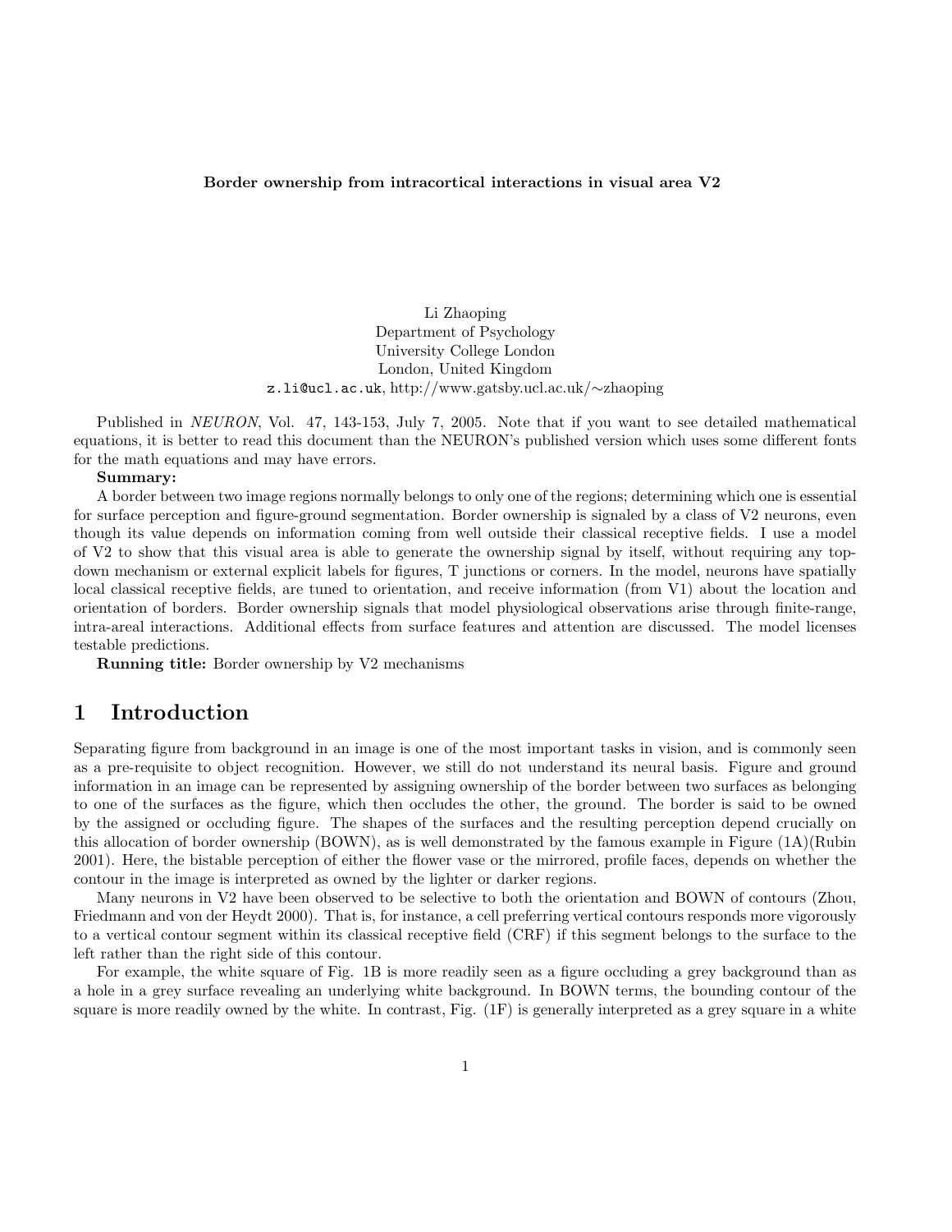**Border ownership from intracortical interactions in visual area V2**

Li Zhaoping
Department of Psychology
University College London
London, United Kingdom
`z.li@ucl.ac.uk`, http://www.gatsby.ucl.ac.uk/∼zhaoping

Published in *NEURON*, Vol. 47, 143-153, July 7, 2005. Note that if you want to see detailed mathematical equations, it is better to read this document than the NEURON's published version which uses some different fonts for the math equations and may have errors.

**Summary:**

A border between two image regions normally belongs to only one of the regions; determining which one is essential for surface perception and figure-ground segmentation. Border ownership is signaled by a class of V2 neurons, even though its value depends on information coming from well outside their classical receptive fields. I use a model of V2 to show that this visual area is able to generate the ownership signal by itself, without requiring any top-down mechanism or external explicit labels for figures, T junctions or corners. In the model, neurons have spatially local classical receptive fields, are tuned to orientation, and receive information (from V1) about the location and orientation of borders. Border ownership signals that model physiological observations arise through finite-range, intra-areal interactions. Additional effects from surface features and attention are discussed. The model licenses testable predictions.

**Running title:** Border ownership by V2 mechanisms

# 1 Introduction

Separating figure from background in an image is one of the most important tasks in vision, and is commonly seen as a pre-requisite to object recognition. However, we still do not understand its neural basis. Figure and ground information in an image can be represented by assigning ownership of the border between two surfaces as belonging to one of the surfaces as the figure, which then occludes the other, the ground. The border is said to be owned by the assigned or occluding figure. The shapes of the surfaces and the resulting perception depend crucially on this allocation of border ownership (BOWN), as is well demonstrated by the famous example in Figure (1A)(Rubin 2001). Here, the bistable perception of either the flower vase or the mirrored, profile faces, depends on whether the contour in the image is interpreted as owned by the lighter or darker regions.

Many neurons in V2 have been observed to be selective to both the orientation and BOWN of contours (Zhou, Friedmann and von der Heydt 2000). That is, for instance, a cell preferring vertical contours responds more vigorously to a vertical contour segment within its classical receptive field (CRF) if this segment belongs to the surface to the left rather than the right side of this contour.

For example, the white square of Fig. 1B is more readily seen as a figure occluding a grey background than as a hole in a grey surface revealing an underlying white background. In BOWN terms, the bounding contour of the square is more readily owned by the white. In contrast, Fig. (1F) is generally interpreted as a grey square in a white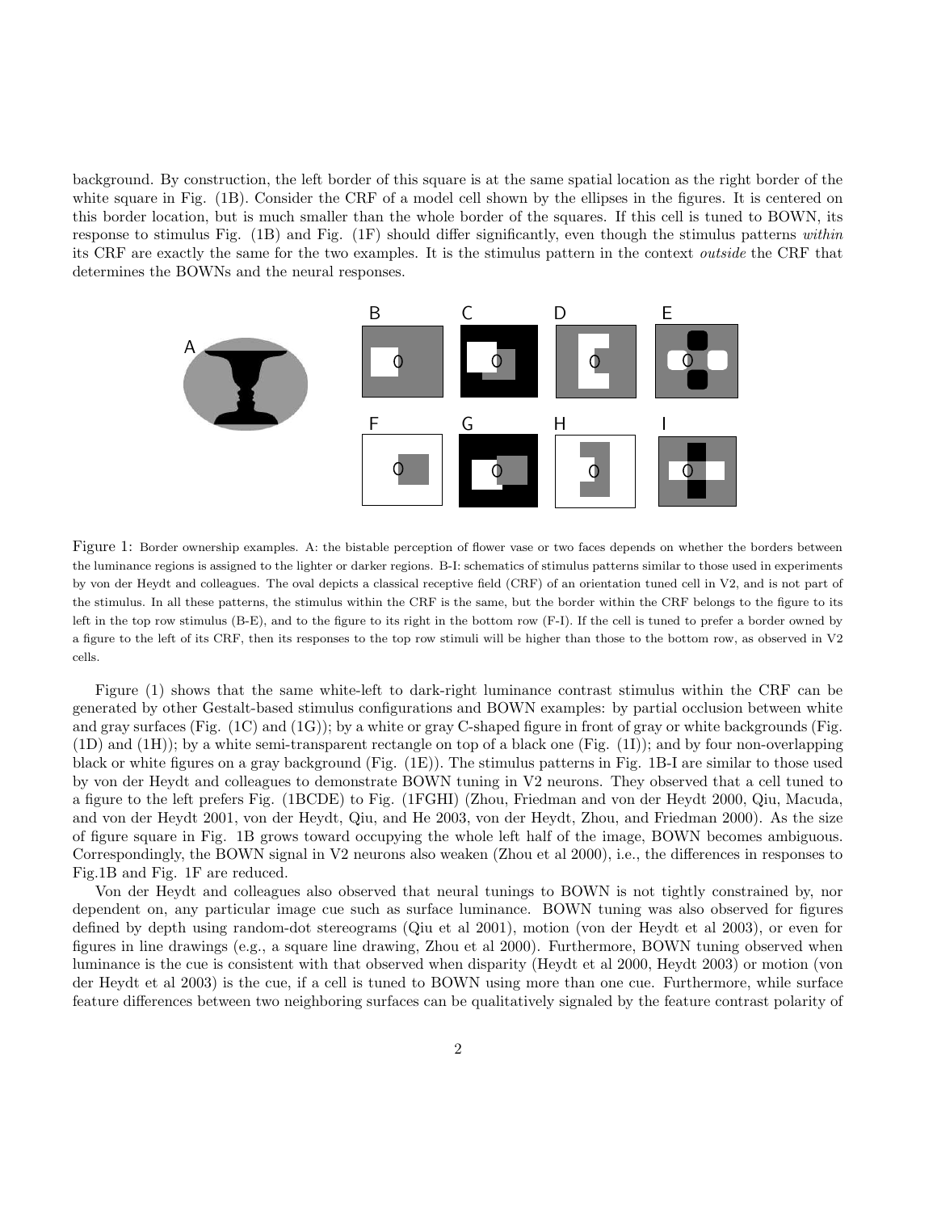background. By construction, the left border of this square is at the same spatial location as the right border of the white square in Fig. (1B). Consider the CRF of a model cell shown by the ellipses in the figures. It is centered on this border location, but is much smaller than the whole border of the squares. If this cell is tuned to BOWN, its response to stimulus Fig. (1B) and Fig. (1F) should differ significantly, even though the stimulus patterns *within* its CRF are exactly the same for the two examples. It is the stimulus pattern in the context *outside* the CRF that determines the BOWNs and the neural responses.

Figure 1: Border ownership examples. A: the bistable perception of flower vase or two faces depends on whether the borders between the luminance regions is assigned to the lighter or darker regions. B-I: schematics of stimulus patterns similar to those used in experiments by von der Heydt and colleagues. The oval depicts a classical receptive field (CRF) of an orientation tuned cell in V2, and is not part of the stimulus. In all these patterns, the stimulus within the CRF is the same, but the border within the CRF belongs to the figure to its left in the top row stimulus (B-E), and to the figure to its right in the bottom row (F-I). If the cell is tuned to prefer a border owned by a figure to the left of its CRF, then its responses to the top row stimuli will be higher than those to the bottom row, as observed in V2 cells.

Figure (1) shows that the same white-left to dark-right luminance contrast stimulus within the CRF can be generated by other Gestalt-based stimulus configurations and BOWN examples: by partial occlusion between white and gray surfaces (Fig. (1C) and (1G)); by a white or gray C-shaped figure in front of gray or white backgrounds (Fig. (1D) and (1H)); by a white semi-transparent rectangle on top of a black one (Fig. (1I)); and by four non-overlapping black or white figures on a gray background (Fig. (1E)). The stimulus patterns in Fig. 1B-I are similar to those used by von der Heydt and colleagues to demonstrate BOWN tuning in V2 neurons. They observed that a cell tuned to a figure to the left prefers Fig. (1BCDE) to Fig. (1FGHI) (Zhou, Friedman and von der Heydt 2000, Qiu, Macuda, and von der Heydt 2001, von der Heydt, Qiu, and He 2003, von der Heydt, Zhou, and Friedman 2000). As the size of figure square in Fig. 1B grows toward occupying the whole left half of the image, BOWN becomes ambiguous. Correspondingly, the BOWN signal in V2 neurons also weaken (Zhou et al 2000), i.e., the differences in responses to Fig.1B and Fig. 1F are reduced.

Von der Heydt and colleagues also observed that neural tunings to BOWN is not tightly constrained by, nor dependent on, any particular image cue such as surface luminance. BOWN tuning was also observed for figures defined by depth using random-dot stereograms (Qiu et al 2001), motion (von der Heydt et al 2003), or even for figures in line drawings (e.g., a square line drawing, Zhou et al 2000). Furthermore, BOWN tuning observed when luminance is the cue is consistent with that observed when disparity (Heydt et al 2000, Heydt 2003) or motion (von der Heydt et al 2003) is the cue, if a cell is tuned to BOWN using more than one cue. Furthermore, while surface feature differences between two neighboring surfaces can be qualitatively signaled by the feature contrast polarity of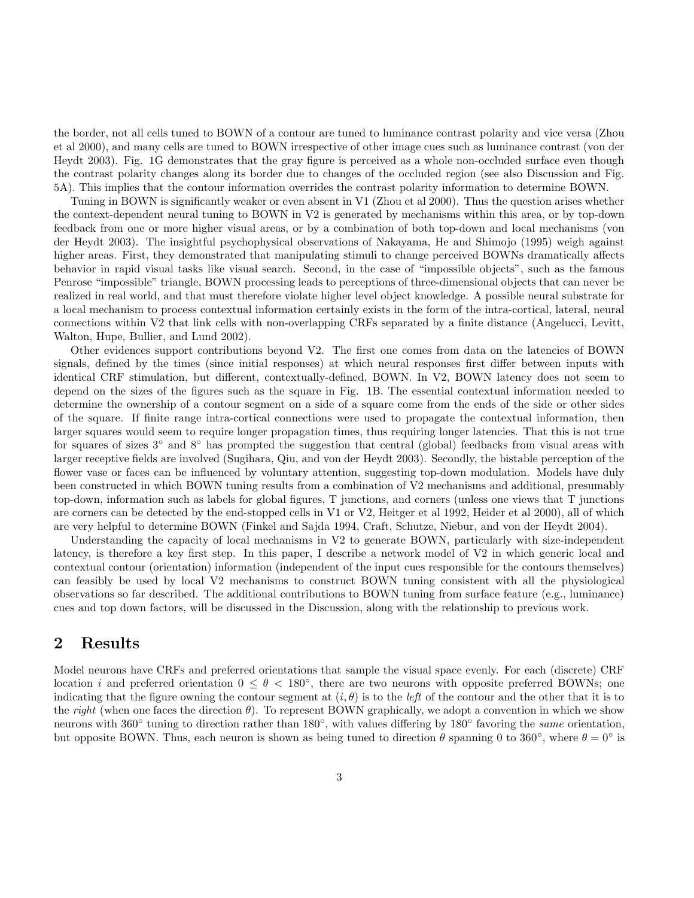the border, not all cells tuned to BOWN of a contour are tuned to luminance contrast polarity and vice versa (Zhou et al 2000), and many cells are tuned to BOWN irrespective of other image cues such as luminance contrast (von der Heydt 2003). Fig. 1G demonstrates that the gray figure is perceived as a whole non-occluded surface even though the contrast polarity changes along its border due to changes of the occluded region (see also Discussion and Fig. 5A). This implies that the contour information overrides the contrast polarity information to determine BOWN.

Tuning in BOWN is significantly weaker or even absent in V1 (Zhou et al 2000). Thus the question arises whether the context-dependent neural tuning to BOWN in V2 is generated by mechanisms within this area, or by top-down feedback from one or more higher visual areas, or by a combination of both top-down and local mechanisms (von der Heydt 2003). The insightful psychophysical observations of Nakayama, He and Shimojo (1995) weigh against higher areas. First, they demonstrated that manipulating stimuli to change perceived BOWNs dramatically affects behavior in rapid visual tasks like visual search. Second, in the case of "impossible objects", such as the famous Penrose "impossible" triangle, BOWN processing leads to perceptions of three-dimensional objects that can never be realized in real world, and that must therefore violate higher level object knowledge. A possible neural substrate for a local mechanism to process contextual information certainly exists in the form of the intra-cortical, lateral, neural connections within V2 that link cells with non-overlapping CRFs separated by a finite distance (Angelucci, Levitt, Walton, Hupe, Bullier, and Lund 2002).

Other evidences support contributions beyond V2. The first one comes from data on the latencies of BOWN signals, defined by the times (since initial responses) at which neural responses first differ between inputs with identical CRF stimulation, but different, contextually-defined, BOWN. In V2, BOWN latency does not seem to depend on the sizes of the figures such as the square in Fig. 1B. The essential contextual information needed to determine the ownership of a contour segment on a side of a square come from the ends of the side or other sides of the square. If finite range intra-cortical connections were used to propagate the contextual information, then larger squares would seem to require longer propagation times, thus requiring longer latencies. That this is not true for squares of sizes 3° and 8° has prompted the suggestion that central (global) feedbacks from visual areas with larger receptive fields are involved (Sugihara, Qiu, and von der Heydt 2003). Secondly, the bistable perception of the flower vase or faces can be influenced by voluntary attention, suggesting top-down modulation. Models have duly been constructed in which BOWN tuning results from a combination of V2 mechanisms and additional, presumably top-down, information such as labels for global figures, T junctions, and corners (unless one views that T junctions are corners can be detected by the end-stopped cells in V1 or V2, Heitger et al 1992, Heider et al 2000), all of which are very helpful to determine BOWN (Finkel and Sajda 1994, Craft, Schutze, Niebur, and von der Heydt 2004).

Understanding the capacity of local mechanisms in V2 to generate BOWN, particularly with size-independent latency, is therefore a key first step. In this paper, I describe a network model of V2 in which generic local and contextual contour (orientation) information (independent of the input cues responsible for the contours themselves) can feasibly be used by local V2 mechanisms to construct BOWN tuning consistent with all the physiological observations so far described. The additional contributions to BOWN tuning from surface feature (e.g., luminance) cues and top down factors, will be discussed in the Discussion, along with the relationship to previous work.

## 2 Results

Model neurons have CRFs and preferred orientations that sample the visual space evenly. For each (discrete) CRF location $i$ and preferred orientation $0 \leq \theta < 180°$, there are two neurons with opposite preferred BOWNs; one indicating that the figure owning the contour segment at $(i, \theta)$ is to the *left* of the contour and the other that it is to the *right* (when one faces the direction $\theta$). To represent BOWN graphically, we adopt a convention in which we show neurons with 360° tuning to direction rather than 180°, with values differing by 180° favoring the *same* orientation, but opposite BOWN. Thus, each neuron is shown as being tuned to direction $\theta$ spanning 0 to 360°, where $\theta = 0°$ is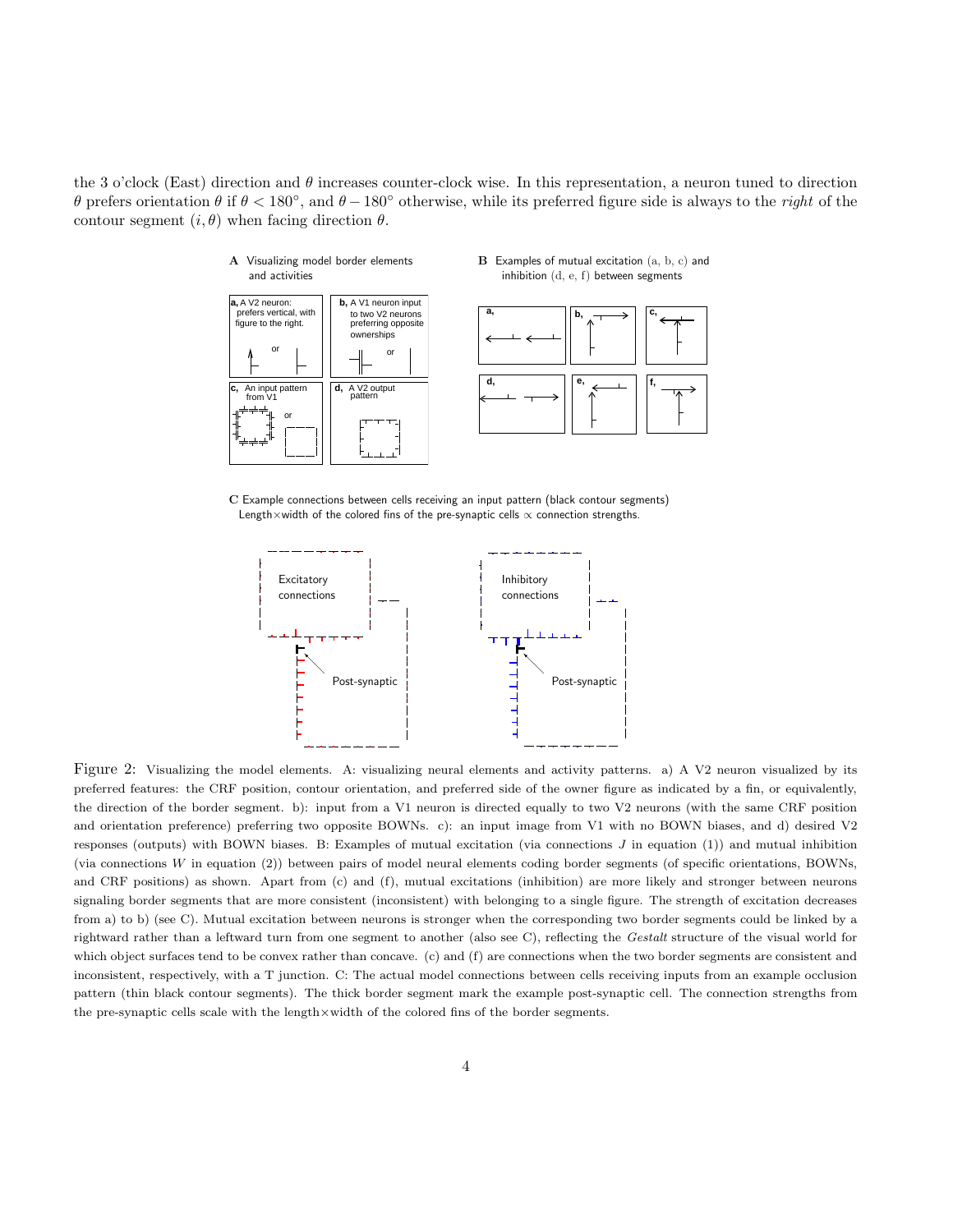the 3 o'clock (East) direction and $\theta$ increases counter-clock wise. In this representation, a neuron tuned to direction $\theta$ prefers orientation $\theta$ if $\theta < 180^\circ$, and $\theta - 180^\circ$ otherwise, while its preferred figure side is always to the *right* of the contour segment $(i, \theta)$ when facing direction $\theta$.

Figure 2: Visualizing the model elements. A: visualizing neural elements and activity patterns. a) A V2 neuron visualized by its preferred features: the CRF position, contour orientation, and preferred side of the owner figure as indicated by a fin, or equivalently, the direction of the border segment. b): input from a V1 neuron is directed equally to two V2 neurons (with the same CRF position and orientation preference) preferring two opposite BOWNs. c): an input image from V1 with no BOWN biases, and d) desired V2 responses (outputs) with BOWN biases. B: Examples of mutual excitation (via connections $J$ in equation (1)) and mutual inhibition (via connections $W$ in equation (2)) between pairs of model neural elements coding border segments (of specific orientations, BOWNs, and CRF positions) as shown. Apart from (c) and (f), mutual excitations (inhibition) are more likely and stronger between neurons signaling border segments that are more consistent (inconsistent) with belonging to a single figure. The strength of excitation decreases from a) to b) (see C). Mutual excitation between neurons is stronger when the corresponding two border segments could be linked by a rightward rather than a leftward turn from one segment to another (also see C), reflecting the *Gestalt* structure of the visual world for which object surfaces tend to be convex rather than concave. (c) and (f) are connections when the two border segments are consistent and inconsistent, respectively, with a T junction. C: The actual model connections between cells receiving inputs from an example occlusion pattern (thin black contour segments). The thick border segment mark the example post-synaptic cell. The connection strengths from the pre-synaptic cells scale with the length×width of the colored fins of the border segments.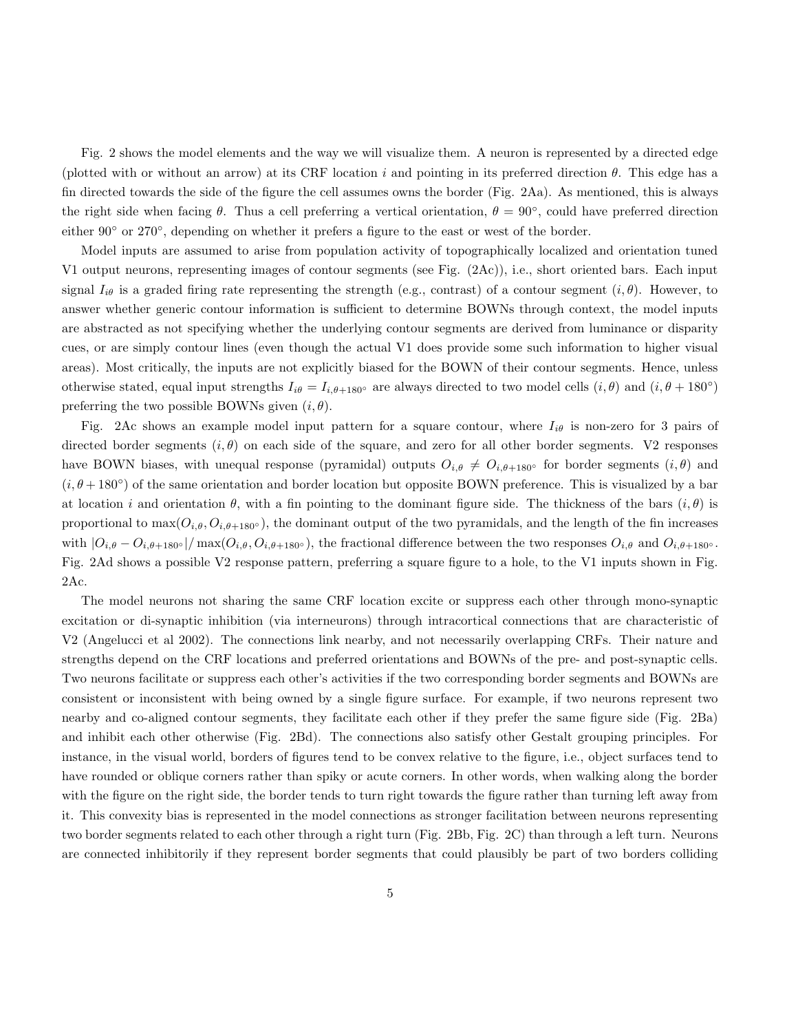Fig. 2 shows the model elements and the way we will visualize them. A neuron is represented by a directed edge (plotted with or without an arrow) at its CRF location $i$ and pointing in its preferred direction $\theta$. This edge has a fin directed towards the side of the figure the cell assumes owns the border (Fig. 2Aa). As mentioned, this is always the right side when facing $\theta$. Thus a cell preferring a vertical orientation, $\theta = 90°$, could have preferred direction either $90°$ or $270°$, depending on whether it prefers a figure to the east or west of the border.

Model inputs are assumed to arise from population activity of topographically localized and orientation tuned V1 output neurons, representing images of contour segments (see Fig. (2Ac)), i.e., short oriented bars. Each input signal $I_{i\theta}$ is a graded firing rate representing the strength (e.g., contrast) of a contour segment $(i, \theta)$. However, to answer whether generic contour information is sufficient to determine BOWNs through context, the model inputs are abstracted as not specifying whether the underlying contour segments are derived from luminance or disparity cues, or are simply contour lines (even though the actual V1 does provide some such information to higher visual areas). Most critically, the inputs are not explicitly biased for the BOWN of their contour segments. Hence, unless otherwise stated, equal input strengths $I_{i\theta} = I_{i,\theta+180°}$ are always directed to two model cells $(i, \theta)$ and $(i, \theta + 180°)$ preferring the two possible BOWNs given $(i, \theta)$.

Fig. 2Ac shows an example model input pattern for a square contour, where $I_{i\theta}$ is non-zero for 3 pairs of directed border segments $(i, \theta)$ on each side of the square, and zero for all other border segments. V2 responses have BOWN biases, with unequal response (pyramidal) outputs $O_{i,\theta} \neq O_{i,\theta+180°}$ for border segments $(i, \theta)$ and $(i, \theta + 180°)$ of the same orientation and border location but opposite BOWN preference. This is visualized by a bar at location $i$ and orientation $\theta$, with a fin pointing to the dominant figure side. The thickness of the bars $(i, \theta)$ is proportional to $\max(O_{i,\theta}, O_{i,\theta+180°})$, the dominant output of the two pyramidals, and the length of the fin increases with $|O_{i,\theta} - O_{i,\theta+180°}| / \max(O_{i,\theta}, O_{i,\theta+180°})$, the fractional difference between the two responses $O_{i,\theta}$ and $O_{i,\theta+180°}$. Fig. 2Ad shows a possible V2 response pattern, preferring a square figure to a hole, to the V1 inputs shown in Fig. 2Ac.

The model neurons not sharing the same CRF location excite or suppress each other through mono-synaptic excitation or di-synaptic inhibition (via interneurons) through intracortical connections that are characteristic of V2 (Angelucci et al 2002). The connections link nearby, and not necessarily overlapping CRFs. Their nature and strengths depend on the CRF locations and preferred orientations and BOWNs of the pre- and post-synaptic cells. Two neurons facilitate or suppress each other's activities if the two corresponding border segments and BOWNs are consistent or inconsistent with being owned by a single figure surface. For example, if two neurons represent two nearby and co-aligned contour segments, they facilitate each other if they prefer the same figure side (Fig. 2Ba) and inhibit each other otherwise (Fig. 2Bd). The connections also satisfy other Gestalt grouping principles. For instance, in the visual world, borders of figures tend to be convex relative to the figure, i.e., object surfaces tend to have rounded or oblique corners rather than spiky or acute corners. In other words, when walking along the border with the figure on the right side, the border tends to turn right towards the figure rather than turning left away from it. This convexity bias is represented in the model connections as stronger facilitation between neurons representing two border segments related to each other through a right turn (Fig. 2Bb, Fig. 2C) than through a left turn. Neurons are connected inhibitorily if they represent border segments that could plausibly be part of two borders colliding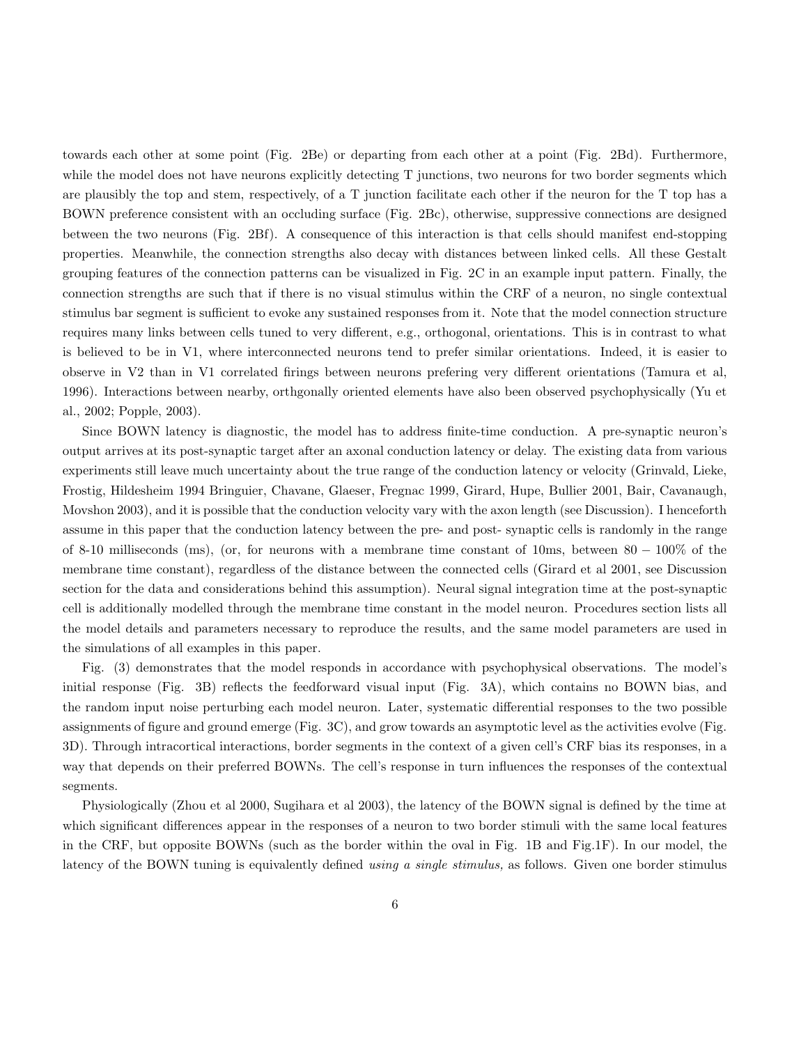towards each other at some point (Fig. 2Be) or departing from each other at a point (Fig. 2Bd). Furthermore, while the model does not have neurons explicitly detecting T junctions, two neurons for two border segments which are plausibly the top and stem, respectively, of a T junction facilitate each other if the neuron for the T top has a BOWN preference consistent with an occluding surface (Fig. 2Bc), otherwise, suppressive connections are designed between the two neurons (Fig. 2Bf). A consequence of this interaction is that cells should manifest end-stopping properties. Meanwhile, the connection strengths also decay with distances between linked cells. All these Gestalt grouping features of the connection patterns can be visualized in Fig. 2C in an example input pattern. Finally, the connection strengths are such that if there is no visual stimulus within the CRF of a neuron, no single contextual stimulus bar segment is sufficient to evoke any sustained responses from it. Note that the model connection structure requires many links between cells tuned to very different, e.g., orthogonal, orientations. This is in contrast to what is believed to be in V1, where interconnected neurons tend to prefer similar orientations. Indeed, it is easier to observe in V2 than in V1 correlated firings between neurons prefering very different orientations (Tamura et al, 1996). Interactions between nearby, orthgonally oriented elements have also been observed psychophysically (Yu et al., 2002; Popple, 2003).

Since BOWN latency is diagnostic, the model has to address finite-time conduction. A pre-synaptic neuron's output arrives at its post-synaptic target after an axonal conduction latency or delay. The existing data from various experiments still leave much uncertainty about the true range of the conduction latency or velocity (Grinvald, Lieke, Frostig, Hildesheim 1994 Bringuier, Chavane, Glaeser, Fregnac 1999, Girard, Hupe, Bullier 2001, Bair, Cavanaugh, Movshon 2003), and it is possible that the conduction velocity vary with the axon length (see Discussion). I henceforth assume in this paper that the conduction latency between the pre- and post- synaptic cells is randomly in the range of 8-10 milliseconds (ms), (or, for neurons with a membrane time constant of 10ms, between $80 - 100\%$ of the membrane time constant), regardless of the distance between the connected cells (Girard et al 2001, see Discussion section for the data and considerations behind this assumption). Neural signal integration time at the post-synaptic cell is additionally modelled through the membrane time constant in the model neuron. Procedures section lists all the model details and parameters necessary to reproduce the results, and the same model parameters are used in the simulations of all examples in this paper.

Fig. (3) demonstrates that the model responds in accordance with psychophysical observations. The model's initial response (Fig. 3B) reflects the feedforward visual input (Fig. 3A), which contains no BOWN bias, and the random input noise perturbing each model neuron. Later, systematic differential responses to the two possible assignments of figure and ground emerge (Fig. 3C), and grow towards an asymptotic level as the activities evolve (Fig. 3D). Through intracortical interactions, border segments in the context of a given cell's CRF bias its responses, in a way that depends on their preferred BOWNs. The cell's response in turn influences the responses of the contextual segments.

Physiologically (Zhou et al 2000, Sugihara et al 2003), the latency of the BOWN signal is defined by the time at which significant differences appear in the responses of a neuron to two border stimuli with the same local features in the CRF, but opposite BOWNs (such as the border within the oval in Fig. 1B and Fig.1F). In our model, the latency of the BOWN tuning is equivalently defined *using a single stimulus,* as follows. Given one border stimulus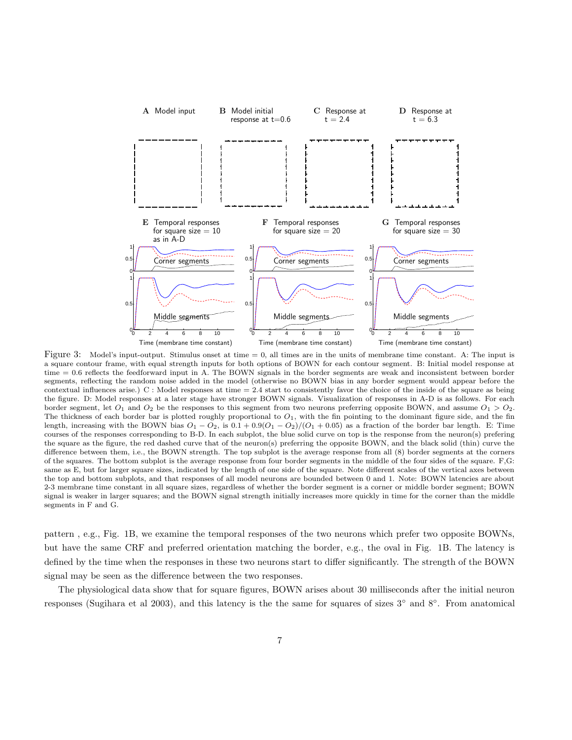Figure 3: Model's input-output. Stimulus onset at time = 0, all times are in the units of membrane time constant. A: The input is a square contour frame, with equal strength inputs for both options of BOWN for each contour segment. B: Initial model response at time = 0.6 reflects the feedforward input in A. The BOWN signals in the border segments are weak and inconsistent between border segments, reflecting the random noise added in the model (otherwise no BOWN bias in any border segment would appear before the contextual influences arise.) C : Model responses at time = 2.4 start to consistently favor the choice of the inside of the square as being the figure. D: Model responses at a later stage have stronger BOWN signals. Visualization of responses in A-D is as follows. For each border segment, let $O_1$ and $O_2$ be the responses to this segment from two neurons preferring opposite BOWN, and assume $O_1 > O_2$. The thickness of each border bar is plotted roughly proportional to $O_1$, with the fin pointing to the dominant figure side, and the fin length, increasing with the BOWN bias $O_1 - O_2$, is $0.1 + 0.9(O_1 - O_2)/(O_1 + 0.05)$ as a fraction of the border bar length. E: Time courses of the responses corresponding to B-D. In each subplot, the blue solid curve on top is the response from the neuron(s) prefering the square as the figure, the red dashed curve that of the neuron(s) preferring the opposite BOWN, and the black solid (thin) curve the difference between them, i.e., the BOWN strength. The top subplot is the average response from all (8) border segments at the corners of the squares. The bottom subplot is the average response from four border segments in the middle of the four sides of the square. F,G: same as E, but for larger square sizes, indicated by the length of one side of the square. Note different scales of the vertical axes between the top and bottom subplots, and that responses of all model neurons are bounded between 0 and 1. Note: BOWN latencies are about 2-3 membrane time constant in all square sizes, regardless of whether the border segment is a corner or middle border segment; BOWN signal is weaker in larger squares; and the BOWN signal strength initially increases more quickly in time for the corner than the middle segments in F and G.

pattern , e.g., Fig. 1B, we examine the temporal responses of the two neurons which prefer two opposite BOWNs, but have the same CRF and preferred orientation matching the border, e.g., the oval in Fig. 1B. The latency is defined by the time when the responses in these two neurons start to differ significantly. The strength of the BOWN signal may be seen as the difference between the two responses.

The physiological data show that for square figures, BOWN arises about 30 milliseconds after the initial neuron responses (Sugihara et al 2003), and this latency is the the same for squares of sizes 3° and 8°. From anatomical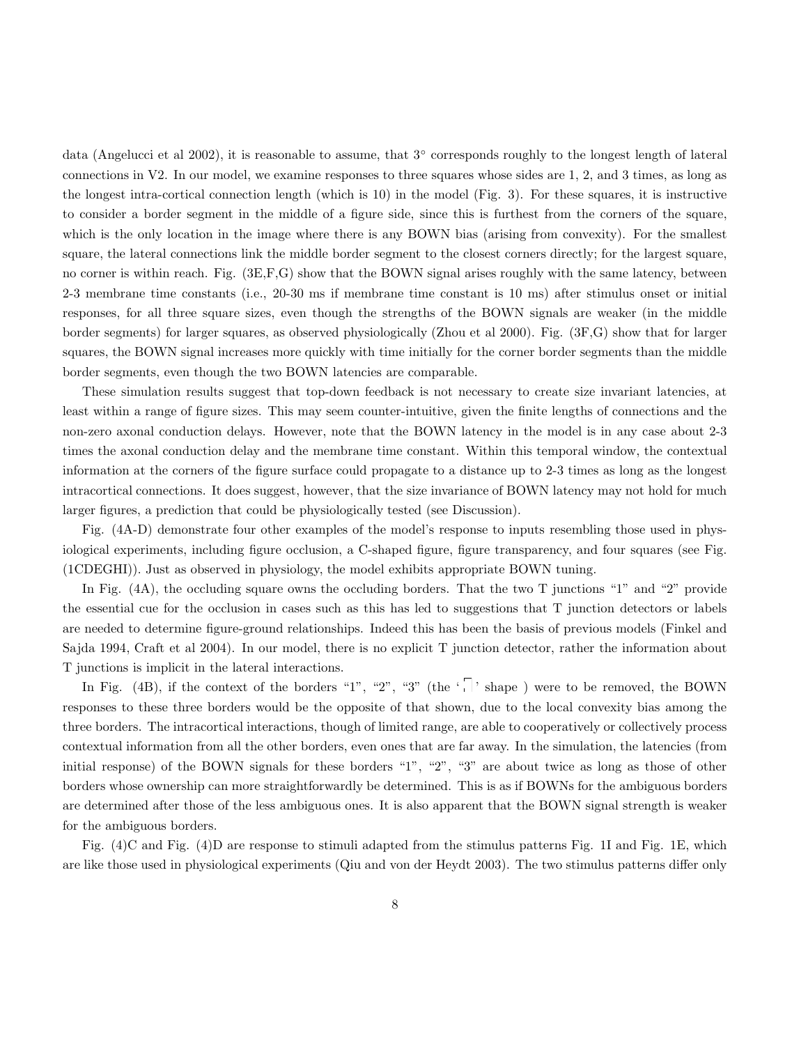data (Angelucci et al 2002), it is reasonable to assume, that $3^\circ$ corresponds roughly to the longest length of lateral connections in V2. In our model, we examine responses to three squares whose sides are 1, 2, and 3 times, as long as the longest intra-cortical connection length (which is 10) in the model (Fig. 3). For these squares, it is instructive to consider a border segment in the middle of a figure side, since this is furthest from the corners of the square, which is the only location in the image where there is any BOWN bias (arising from convexity). For the smallest square, the lateral connections link the middle border segment to the closest corners directly; for the largest square, no corner is within reach. Fig. (3E,F,G) show that the BOWN signal arises roughly with the same latency, between 2-3 membrane time constants (i.e., 20-30 ms if membrane time constant is 10 ms) after stimulus onset or initial responses, for all three square sizes, even though the strengths of the BOWN signals are weaker (in the middle border segments) for larger squares, as observed physiologically (Zhou et al 2000). Fig. (3F,G) show that for larger squares, the BOWN signal increases more quickly with time initially for the corner border segments than the middle border segments, even though the two BOWN latencies are comparable.

These simulation results suggest that top-down feedback is not necessary to create size invariant latencies, at least within a range of figure sizes. This may seem counter-intuitive, given the finite lengths of connections and the non-zero axonal conduction delays. However, note that the BOWN latency in the model is in any case about 2-3 times the axonal conduction delay and the membrane time constant. Within this temporal window, the contextual information at the corners of the figure surface could propagate to a distance up to 2-3 times as long as the longest intracortical connections. It does suggest, however, that the size invariance of BOWN latency may not hold for much larger figures, a prediction that could be physiologically tested (see Discussion).

Fig. (4A-D) demonstrate four other examples of the model's response to inputs resembling those used in physiological experiments, including figure occlusion, a C-shaped figure, figure transparency, and four squares (see Fig. (1CDEGHI)). Just as observed in physiology, the model exhibits appropriate BOWN tuning.

In Fig. (4A), the occluding square owns the occluding borders. That the two T junctions "1" and "2" provide the essential cue for the occlusion in cases such as this has led to suggestions that T junction detectors or labels are needed to determine figure-ground relationships. Indeed this has been the basis of previous models (Finkel and Sajda 1994, Craft et al 2004). In our model, there is no explicit T junction detector, rather the information about T junctions is implicit in the lateral interactions.

In Fig. (4B), if the context of the borders "1", "2", "3" (the '⊓' shape ) were to be removed, the BOWN responses to these three borders would be the opposite of that shown, due to the local convexity bias among the three borders. The intracortical interactions, though of limited range, are able to cooperatively or collectively process contextual information from all the other borders, even ones that are far away. In the simulation, the latencies (from initial response) of the BOWN signals for these borders "1", "2", "3" are about twice as long as those of other borders whose ownership can more straightforwardly be determined. This is as if BOWNs for the ambiguous borders are determined after those of the less ambiguous ones. It is also apparent that the BOWN signal strength is weaker for the ambiguous borders.

Fig. (4)C and Fig. (4)D are response to stimuli adapted from the stimulus patterns Fig. 1I and Fig. 1E, which are like those used in physiological experiments (Qiu and von der Heydt 2003). The two stimulus patterns differ only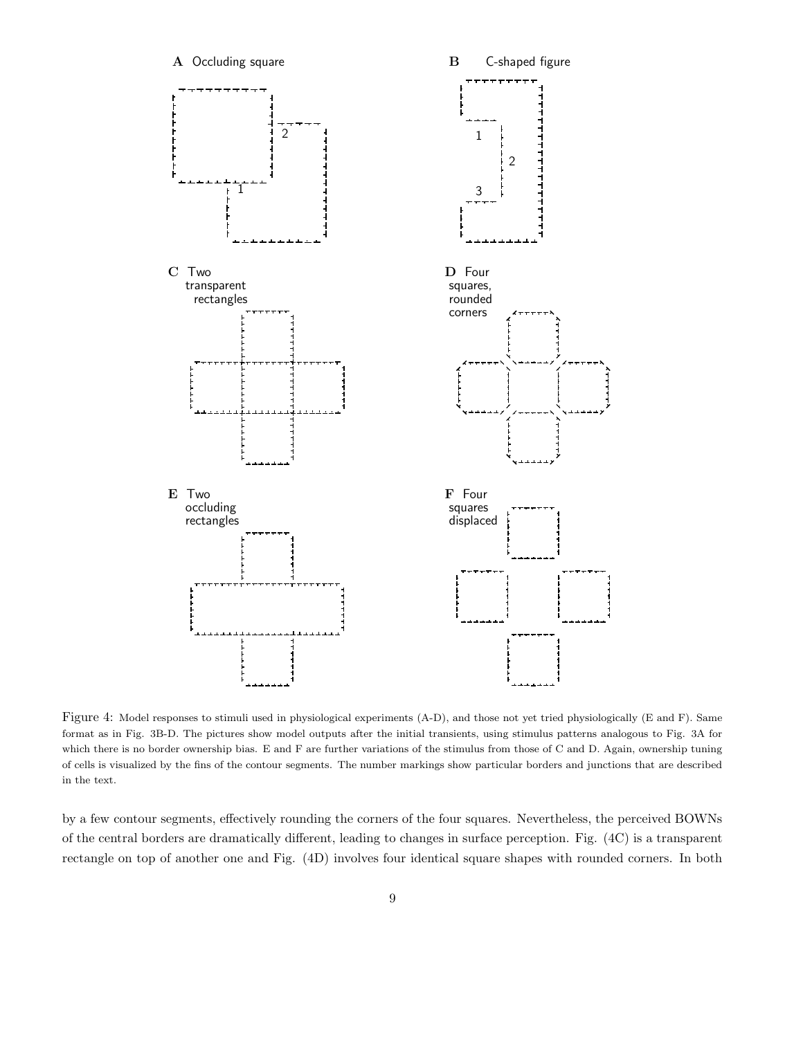A Occluding square

B C-shaped figure

C Two transparent rectangles

D Four squares, rounded corners

E Two occluding rectangles

F Four squares displaced

Figure 4: Model responses to stimuli used in physiological experiments (A-D), and those not yet tried physiologically (E and F). Same format as in Fig. 3B-D. The pictures show model outputs after the initial transients, using stimulus patterns analogous to Fig. 3A for which there is no border ownership bias. E and F are further variations of the stimulus from those of C and D. Again, ownership tuning of cells is visualized by the fins of the contour segments. The number markings show particular borders and junctions that are described in the text.

by a few contour segments, effectively rounding the corners of the four squares. Nevertheless, the perceived BOWNs of the central borders are dramatically different, leading to changes in surface perception. Fig. (4C) is a transparent rectangle on top of another one and Fig. (4D) involves four identical square shapes with rounded corners. In both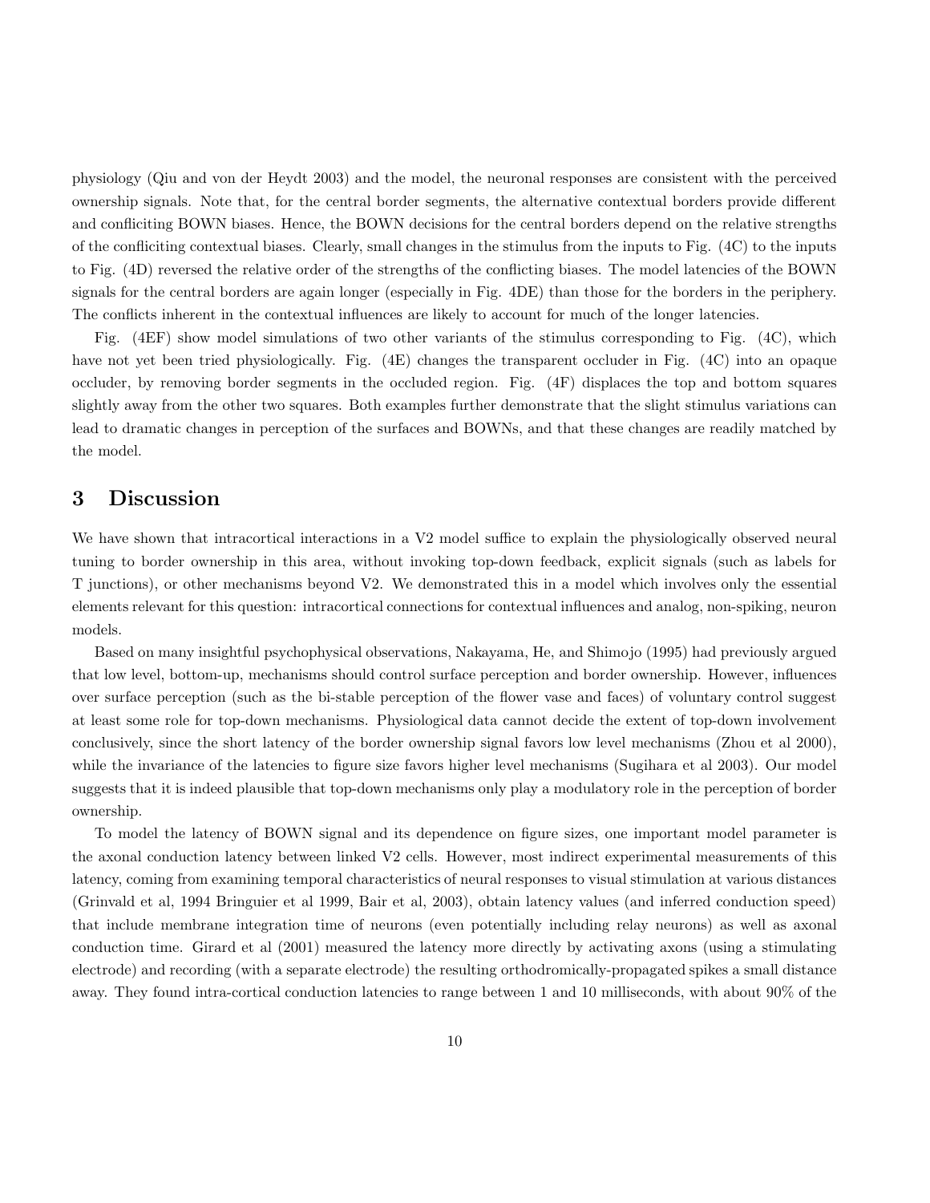physiology (Qiu and von der Heydt 2003) and the model, the neuronal responses are consistent with the perceived ownership signals. Note that, for the central border segments, the alternative contextual borders provide different and conficiting BOWN biases. Hence, the BOWN decisions for the central borders depend on the relative strengths of the confliciting contextual biases. Clearly, small changes in the stimulus from the inputs to Fig. (4C) to the inputs to Fig. (4D) reversed the relative order of the strengths of the conflicting biases. The model latencies of the BOWN signals for the central borders are again longer (especially in Fig. 4DE) than those for the borders in the periphery. The conflicts inherent in the contextual influences are likely to account for much of the longer latencies.

Fig. (4EF) show model simulations of two other variants of the stimulus corresponding to Fig. (4C), which have not yet been tried physiologically. Fig. (4E) changes the transparent occluder in Fig. (4C) into an opaque occluder, by removing border segments in the occluded region. Fig. (4F) displaces the top and bottom squares slightly away from the other two squares. Both examples further demonstrate that the slight stimulus variations can lead to dramatic changes in perception of the surfaces and BOWNs, and that these changes are readily matched by the model.

## 3 Discussion

We have shown that intracortical interactions in a V2 model suffice to explain the physiologically observed neural tuning to border ownership in this area, without invoking top-down feedback, explicit signals (such as labels for T junctions), or other mechanisms beyond V2. We demonstrated this in a model which involves only the essential elements relevant for this question: intracortical connections for contextual influences and analog, non-spiking, neuron models.

Based on many insightful psychophysical observations, Nakayama, He, and Shimojo (1995) had previously argued that low level, bottom-up, mechanisms should control surface perception and border ownership. However, influences over surface perception (such as the bi-stable perception of the flower vase and faces) of voluntary control suggest at least some role for top-down mechanisms. Physiological data cannot decide the extent of top-down involvement conclusively, since the short latency of the border ownership signal favors low level mechanisms (Zhou et al 2000), while the invariance of the latencies to figure size favors higher level mechanisms (Sugihara et al 2003). Our model suggests that it is indeed plausible that top-down mechanisms only play a modulatory role in the perception of border ownership.

To model the latency of BOWN signal and its dependence on figure sizes, one important model parameter is the axonal conduction latency between linked V2 cells. However, most indirect experimental measurements of this latency, coming from examining temporal characteristics of neural responses to visual stimulation at various distances (Grinvald et al, 1994 Bringuier et al 1999, Bair et al, 2003), obtain latency values (and inferred conduction speed) that include membrane integration time of neurons (even potentially including relay neurons) as well as axonal conduction time. Girard et al (2001) measured the latency more directly by activating axons (using a stimulating electrode) and recording (with a separate electrode) the resulting orthodromically-propagated spikes a small distance away. They found intra-cortical conduction latencies to range between 1 and 10 milliseconds, with about 90% of the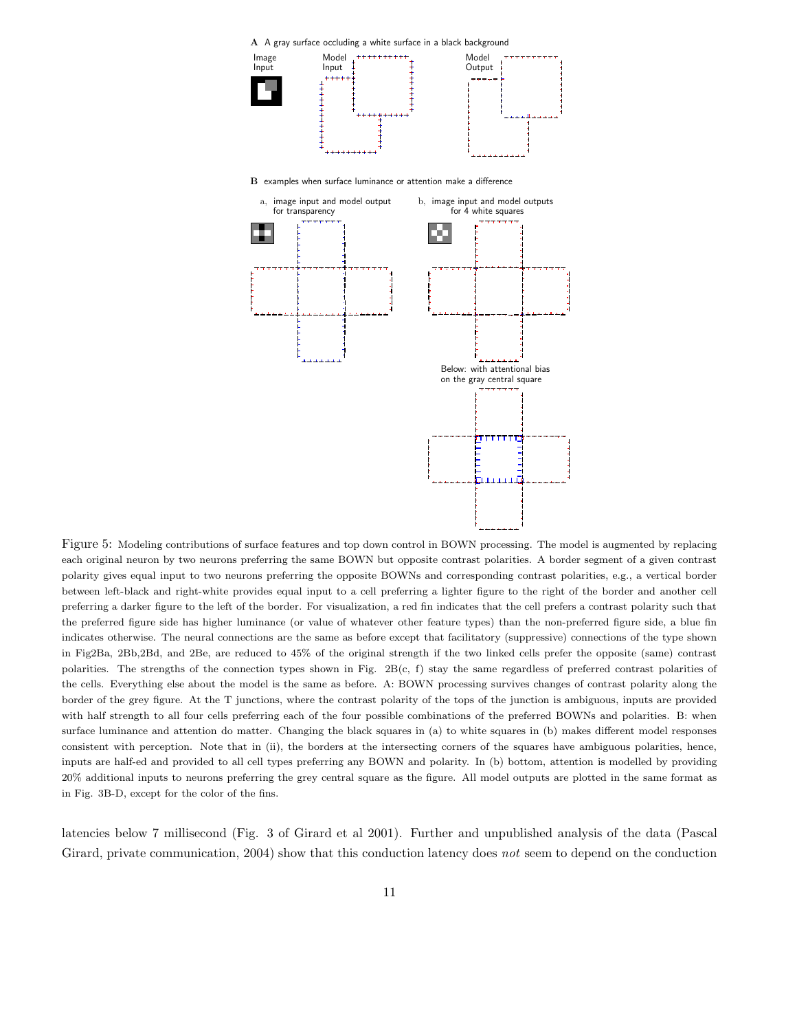Figure 5: Modeling contributions of surface features and top down control in BOWN processing. The model is augmented by replacing each original neuron by two neurons preferring the same BOWN but opposite contrast polarities. A border segment of a given contrast polarity gives equal input to two neurons preferring the opposite BOWNs and corresponding contrast polarities, e.g., a vertical border between left-black and right-white provides equal input to a cell preferring a lighter figure to the right of the border and another cell preferring a darker figure to the left of the border. For visualization, a red fin indicates that the cell prefers a contrast polarity such that the preferred figure side has higher luminance (or value of whatever other feature types) than the non-preferred figure side, a blue fin indicates otherwise. The neural connections are the same as before except that facilitatory (suppressive) connections of the type shown in Fig2Ba, 2Bb,2Bd, and 2Be, are reduced to 45% of the original strength if the two linked cells prefer the opposite (same) contrast polarities. The strengths of the connection types shown in Fig. 2B(c, f) stay the same regardless of preferred contrast polarities of the cells. Everything else about the model is the same as before. A: BOWN processing survives changes of contrast polarity along the border of the grey figure. At the T junctions, where the contrast polarity of the tops of the junction is ambiguous, inputs are provided with half strength to all four cells preferring each of the four possible combinations of the preferred BOWNs and polarities. B: when surface luminance and attention do matter. Changing the black squares in (a) to white squares in (b) makes different model responses consistent with perception. Note that in (ii), the borders at the intersecting corners of the squares have ambiguous polarities, hence, inputs are half-ed and provided to all cell types preferring any BOWN and polarity. In (b) bottom, attention is modelled by providing 20% additional inputs to neurons preferring the grey central square as the figure. All model outputs are plotted in the same format as in Fig. 3B-D, except for the color of the fins.

latencies below 7 millisecond (Fig. 3 of Girard et al 2001). Further and unpublished analysis of the data (Pascal Girard, private communication, 2004) show that this conduction latency does *not* seem to depend on the conduction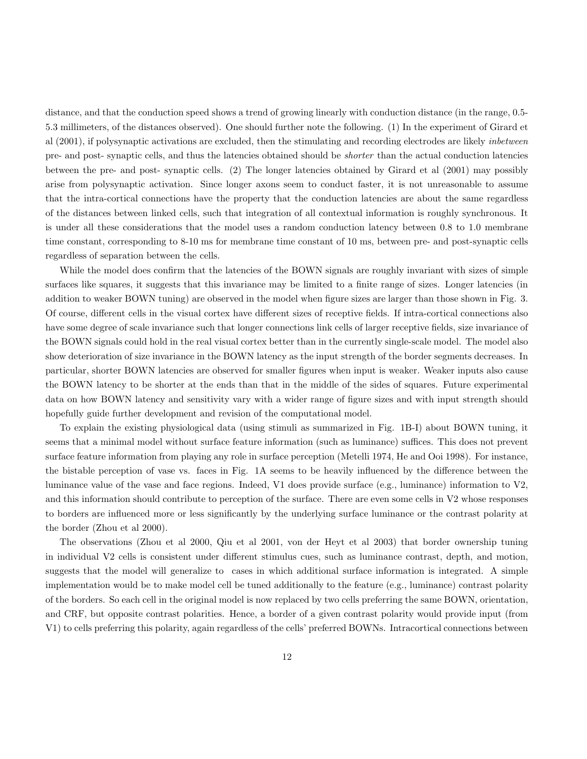distance, and that the conduction speed shows a trend of growing linearly with conduction distance (in the range, 0.5-5.3 millimeters, of the distances observed). One should further note the following. (1) In the experiment of Girard et al (2001), if polysynaptic activations are excluded, then the stimulating and recording electrodes are likely *inbetween* pre- and post- synaptic cells, and thus the latencies obtained should be *shorter* than the actual conduction latencies between the pre- and post- synaptic cells. (2) The longer latencies obtained by Girard et al (2001) may possibly arise from polysynaptic activation. Since longer axons seem to conduct faster, it is not unreasonable to assume that the intra-cortical connections have the property that the conduction latencies are about the same regardless of the distances between linked cells, such that integration of all contextual information is roughly synchronous. It is under all these considerations that the model uses a random conduction latency between 0.8 to 1.0 membrane time constant, corresponding to 8-10 ms for membrane time constant of 10 ms, between pre- and post-synaptic cells regardless of separation between the cells.

While the model does confirm that the latencies of the BOWN signals are roughly invariant with sizes of simple surfaces like squares, it suggests that this invariance may be limited to a finite range of sizes. Longer latencies (in addition to weaker BOWN tuning) are observed in the model when figure sizes are larger than those shown in Fig. 3. Of course, different cells in the visual cortex have different sizes of receptive fields. If intra-cortical connections also have some degree of scale invariance such that longer connections link cells of larger receptive fields, size invariance of the BOWN signals could hold in the real visual cortex better than in the currently single-scale model. The model also show deterioration of size invariance in the BOWN latency as the input strength of the border segments decreases. In particular, shorter BOWN latencies are observed for smaller figures when input is weaker. Weaker inputs also cause the BOWN latency to be shorter at the ends than that in the middle of the sides of squares. Future experimental data on how BOWN latency and sensitivity vary with a wider range of figure sizes and with input strength should hopefully guide further development and revision of the computational model.

To explain the existing physiological data (using stimuli as summarized in Fig. 1B-I) about BOWN tuning, it seems that a minimal model without surface feature information (such as luminance) suffices. This does not prevent surface feature information from playing any role in surface perception (Metelli 1974, He and Ooi 1998). For instance, the bistable perception of vase vs. faces in Fig. 1A seems to be heavily influenced by the difference between the luminance value of the vase and face regions. Indeed, V1 does provide surface (e.g., luminance) information to V2, and this information should contribute to perception of the surface. There are even some cells in V2 whose responses to borders are influenced more or less significantly by the underlying surface luminance or the contrast polarity at the border (Zhou et al 2000).

The observations (Zhou et al 2000, Qiu et al 2001, von der Heyt et al 2003) that border ownership tuning in individual V2 cells is consistent under different stimulus cues, such as luminance contrast, depth, and motion, suggests that the model will generalize to cases in which additional surface information is integrated. A simple implementation would be to make model cell be tuned additionally to the feature (e.g., luminance) contrast polarity of the borders. So each cell in the original model is now replaced by two cells preferring the same BOWN, orientation, and CRF, but opposite contrast polarities. Hence, a border of a given contrast polarity would provide input (from V1) to cells preferring this polarity, again regardless of the cells' preferred BOWNs. Intracortical connections between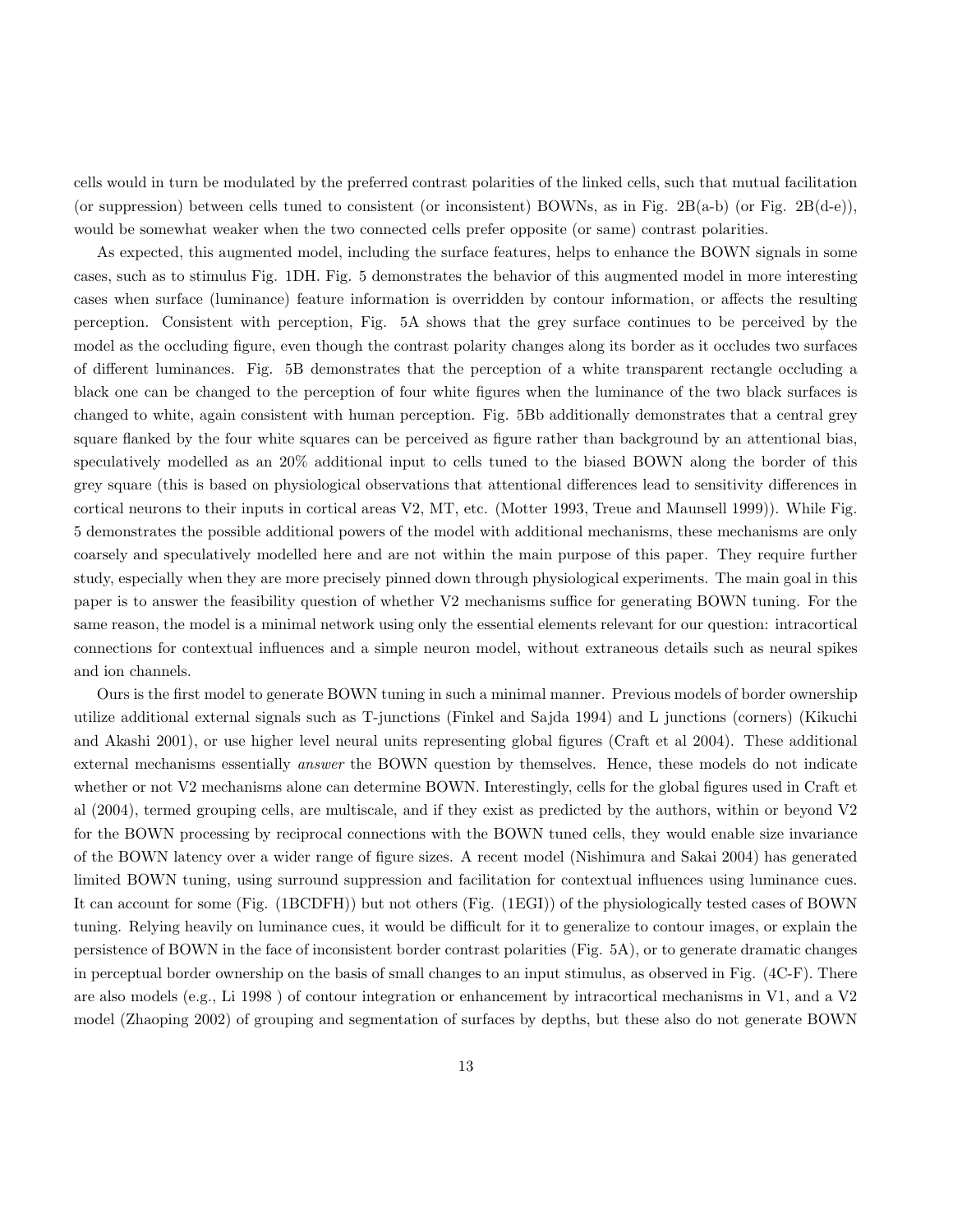cells would in turn be modulated by the preferred contrast polarities of the linked cells, such that mutual facilitation (or suppression) between cells tuned to consistent (or inconsistent) BOWNs, as in Fig. 2B(a-b) (or Fig. 2B(d-e)), would be somewhat weaker when the two connected cells prefer opposite (or same) contrast polarities.

As expected, this augmented model, including the surface features, helps to enhance the BOWN signals in some cases, such as to stimulus Fig. 1DH. Fig. 5 demonstrates the behavior of this augmented model in more interesting cases when surface (luminance) feature information is overridden by contour information, or affects the resulting perception. Consistent with perception, Fig. 5A shows that the grey surface continues to be perceived by the model as the occluding figure, even though the contrast polarity changes along its border as it occludes two surfaces of different luminances. Fig. 5B demonstrates that the perception of a white transparent rectangle occluding a black one can be changed to the perception of four white figures when the luminance of the two black surfaces is changed to white, again consistent with human perception. Fig. 5Bb additionally demonstrates that a central grey square flanked by the four white squares can be perceived as figure rather than background by an attentional bias, speculatively modelled as an 20% additional input to cells tuned to the biased BOWN along the border of this grey square (this is based on physiological observations that attentional differences lead to sensitivity differences in cortical neurons to their inputs in cortical areas V2, MT, etc. (Motter 1993, Treue and Maunsell 1999)). While Fig. 5 demonstrates the possible additional powers of the model with additional mechanisms, these mechanisms are only coarsely and speculatively modelled here and are not within the main purpose of this paper. They require further study, especially when they are more precisely pinned down through physiological experiments. The main goal in this paper is to answer the feasibility question of whether V2 mechanisms suffice for generating BOWN tuning. For the same reason, the model is a minimal network using only the essential elements relevant for our question: intracortical connections for contextual influences and a simple neuron model, without extraneous details such as neural spikes and ion channels.

Ours is the first model to generate BOWN tuning in such a minimal manner. Previous models of border ownership utilize additional external signals such as T-junctions (Finkel and Sajda 1994) and L junctions (corners) (Kikuchi and Akashi 2001), or use higher level neural units representing global figures (Craft et al 2004). These additional external mechanisms essentially *answer* the BOWN question by themselves. Hence, these models do not indicate whether or not V2 mechanisms alone can determine BOWN. Interestingly, cells for the global figures used in Craft et al (2004), termed grouping cells, are multiscale, and if they exist as predicted by the authors, within or beyond V2 for the BOWN processing by reciprocal connections with the BOWN tuned cells, they would enable size invariance of the BOWN latency over a wider range of figure sizes. A recent model (Nishimura and Sakai 2004) has generated limited BOWN tuning, using surround suppression and facilitation for contextual influences using luminance cues. It can account for some (Fig. (1BCDFH)) but not others (Fig. (1EGI)) of the physiologically tested cases of BOWN tuning. Relying heavily on luminance cues, it would be difficult for it to generalize to contour images, or explain the persistence of BOWN in the face of inconsistent border contrast polarities (Fig. 5A), or to generate dramatic changes in perceptual border ownership on the basis of small changes to an input stimulus, as observed in Fig. (4C-F). There are also models (e.g., Li 1998 ) of contour integration or enhancement by intracortical mechanisms in V1, and a V2 model (Zhaoping 2002) of grouping and segmentation of surfaces by depths, but these also do not generate BOWN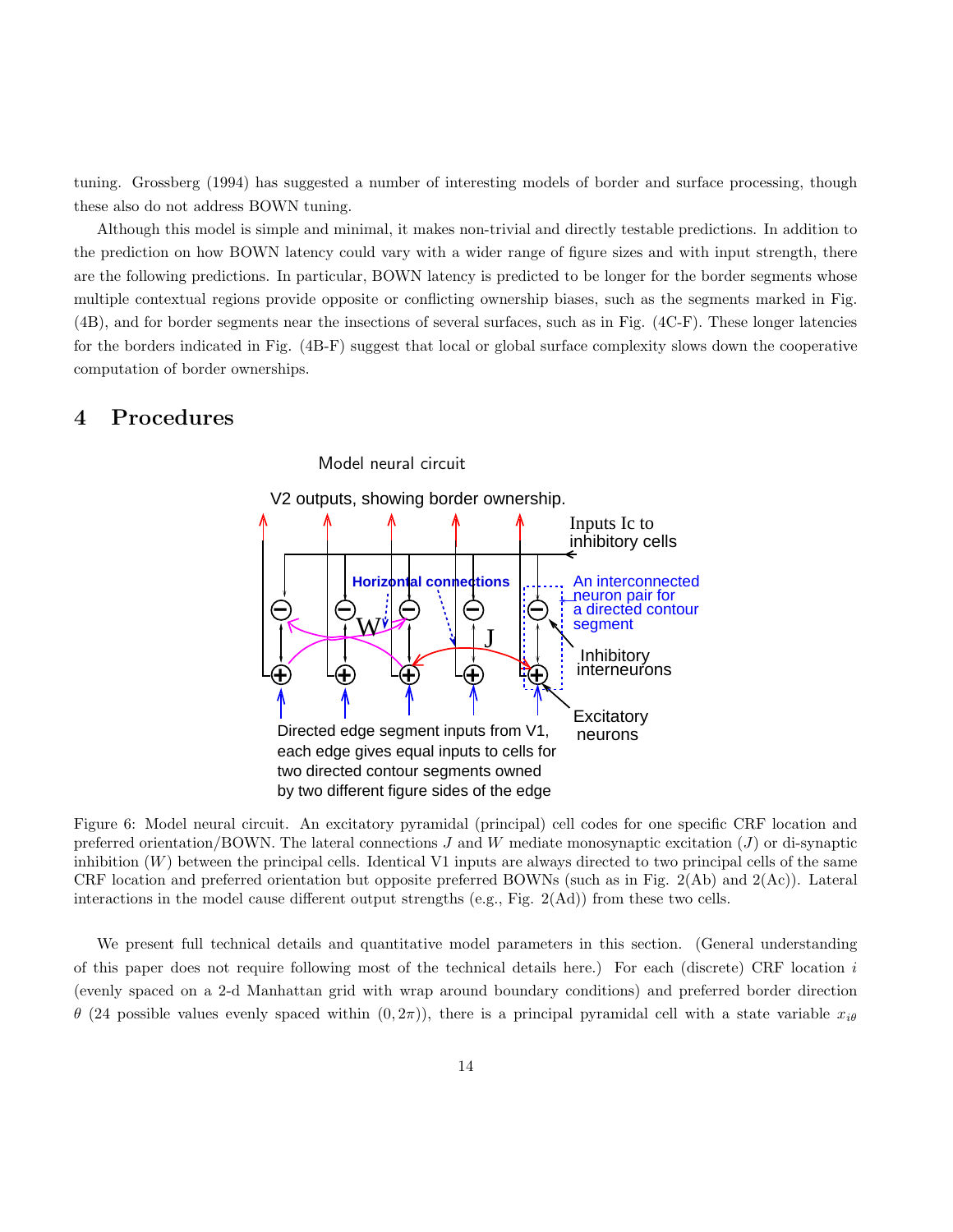tuning. Grossberg (1994) has suggested a number of interesting models of border and surface processing, though these also do not address BOWN tuning.

Although this model is simple and minimal, it makes non-trivial and directly testable predictions. In addition to the prediction on how BOWN latency could vary with a wider range of figure sizes and with input strength, there are the following predictions. In particular, BOWN latency is predicted to be longer for the border segments whose multiple contextual regions provide opposite or conflicting ownership biases, such as the segments marked in Fig. (4B), and for border segments near the insections of several surfaces, such as in Fig. (4C-F). These longer latencies for the borders indicated in Fig. (4B-F) suggest that local or global surface complexity slows down the cooperative computation of border ownerships.

# 4 Procedures

Figure 6: Model neural circuit. An excitatory pyramidal (principal) cell codes for one specific CRF location and preferred orientation/BOWN. The lateral connections $J$ and $W$ mediate monosynaptic excitation ($J$) or di-synaptic inhibition ($W$) between the principal cells. Identical V1 inputs are always directed to two principal cells of the same CRF location and preferred orientation but opposite preferred BOWNs (such as in Fig. 2(Ab) and 2(Ac)). Lateral interactions in the model cause different output strengths (e.g., Fig. 2(Ad)) from these two cells.

We present full technical details and quantitative model parameters in this section. (General understanding of this paper does not require following most of the technical details here.) For each (discrete) CRF location $i$ (evenly spaced on a 2-d Manhattan grid with wrap around boundary conditions) and preferred border direction $\theta$ (24 possible values evenly spaced within $(0, 2\pi)$), there is a principal pyramidal cell with a state variable $x_{i\theta}$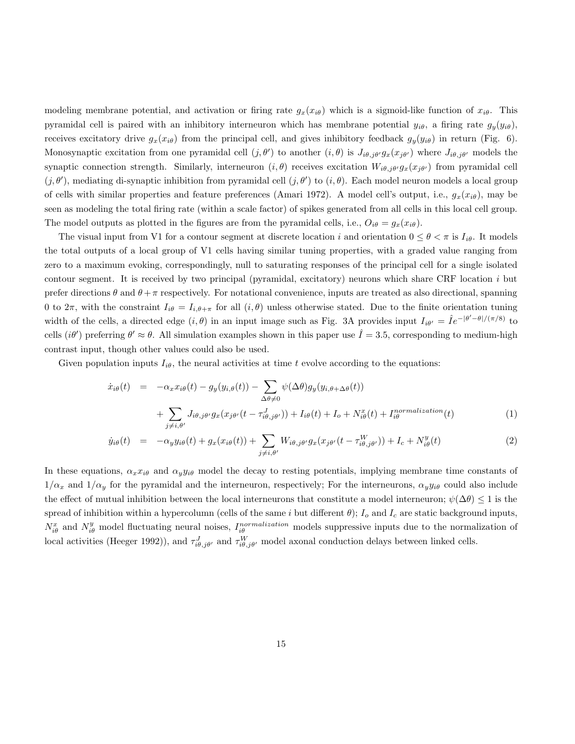modeling membrane potential, and activation or firing rate $g_x(x_{i\theta})$ which is a sigmoid-like function of $x_{i\theta}$. This pyramidal cell is paired with an inhibitory interneuron which has membrane potential $y_{i\theta}$, a firing rate $g_y(y_{i\theta})$, receives excitatory drive $g_x(x_{i\theta})$ from the principal cell, and gives inhibitory feedback $g_y(y_{i\theta})$ in return (Fig. 6). Monosynaptic excitation from one pyramidal cell $(j, \theta')$ to another $(i, \theta)$ is $J_{i\theta,j\theta'} g_x(x_{j\theta'})$ where $J_{i\theta,j\theta'}$ models the synaptic connection strength. Similarly, interneuron $(i, \theta)$ receives excitation $W_{i\theta,j\theta'} g_x(x_{j\theta'})$ from pyramidal cell $(j, \theta')$, mediating di-synaptic inhibition from pyramidal cell $(j, \theta')$ to $(i, \theta)$. Each model neuron models a local group of cells with similar properties and feature preferences (Amari 1972). A model cell's output, i.e., $g_x(x_{i\theta})$, may be seen as modeling the total firing rate (within a scale factor) of spikes generated from all cells in this local cell group. The model outputs as plotted in the figures are from the pyramidal cells, i.e., $O_{i\theta} = g_x(x_{i\theta})$.

The visual input from V1 for a contour segment at discrete location $i$ and orientation $0 \leq \theta < \pi$ is $I_{i\theta}$. It models the total outputs of a local group of V1 cells having similar tuning properties, with a graded value ranging from zero to a maximum evoking, correspondingly, null to saturating responses of the principal cell for a single isolated contour segment. It is received by two principal (pyramidal, excitatory) neurons which share CRF location $i$ but prefer directions $\theta$ and $\theta + \pi$ respectively. For notational convenience, inputs are treated as also directional, spanning 0 to $2\pi$, with the constraint $I_{i\theta} = I_{i,\theta+\pi}$ for all $(i, \theta)$ unless otherwise stated. Due to the finite orientation tuning width of the cells, a directed edge $(i, \theta)$ in an input image such as Fig. 3A provides input $I_{i\theta'} = \hat{I} e^{-|\theta'-\theta|/(\pi/8)}$ to cells $(i\theta')$ preferring $\theta' \approx \theta$. All simulation examples shown in this paper use $\hat{I} = 3.5$, corresponding to medium-high contrast input, though other values could also be used.

Given population inputs $I_{i\theta}$, the neural activities at time $t$ evolve according to the equations:

$$
\begin{aligned}
\dot{x}_{i\theta}(t) &= -\alpha_x x_{i\theta}(t) - g_y(y_{i,\theta}(t)) - \sum_{\Delta\theta \neq 0} \psi(\Delta\theta) g_y(y_{i,\theta+\Delta\theta}(t)) \\
&\quad + \sum_{j \neq i, \theta'} J_{i\theta,j\theta'} g_x(x_{j\theta'}(t - \tau^J_{i\theta,j\theta'})) + I_{i\theta}(t) + I_o + N^x_{i\theta}(t) + I^{normalization}_{i\theta}(t) \qquad (1) \\
\dot{y}_{i\theta}(t) &= -\alpha_y y_{i\theta}(t) + g_x(x_{i\theta}(t)) + \sum_{j \neq i, \theta'} W_{i\theta,j\theta'} g_x(x_{j\theta'}(t - \tau^W_{i\theta,j\theta'})) + I_c + N^y_{i\theta}(t) \qquad (2)
\end{aligned}
$$

In these equations, $\alpha_x x_{i\theta}$ and $\alpha_y y_{i\theta}$ model the decay to resting potentials, implying membrane time constants of $1/\alpha_x$ and $1/\alpha_y$ for the pyramidal and the interneuron, respectively; For the interneurons, $\alpha_y y_{i\theta}$ could also include the effect of mutual inhibition between the local interneurons that constitute a model interneuron; $\psi(\Delta\theta) \leq 1$ is the spread of inhibition within a hypercolumn (cells of the same $i$ but different $\theta$); $I_o$ and $I_c$ are static background inputs, $N^x_{i\theta}$ and $N^y_{i\theta}$ model fluctuating neural noises, $I^{normalization}_{i\theta}$ models suppressive inputs due to the normalization of local activities (Heeger 1992)), and $\tau^J_{i\theta,j\theta'}$ and $\tau^W_{i\theta,j\theta'}$ model axonal conduction delays between linked cells.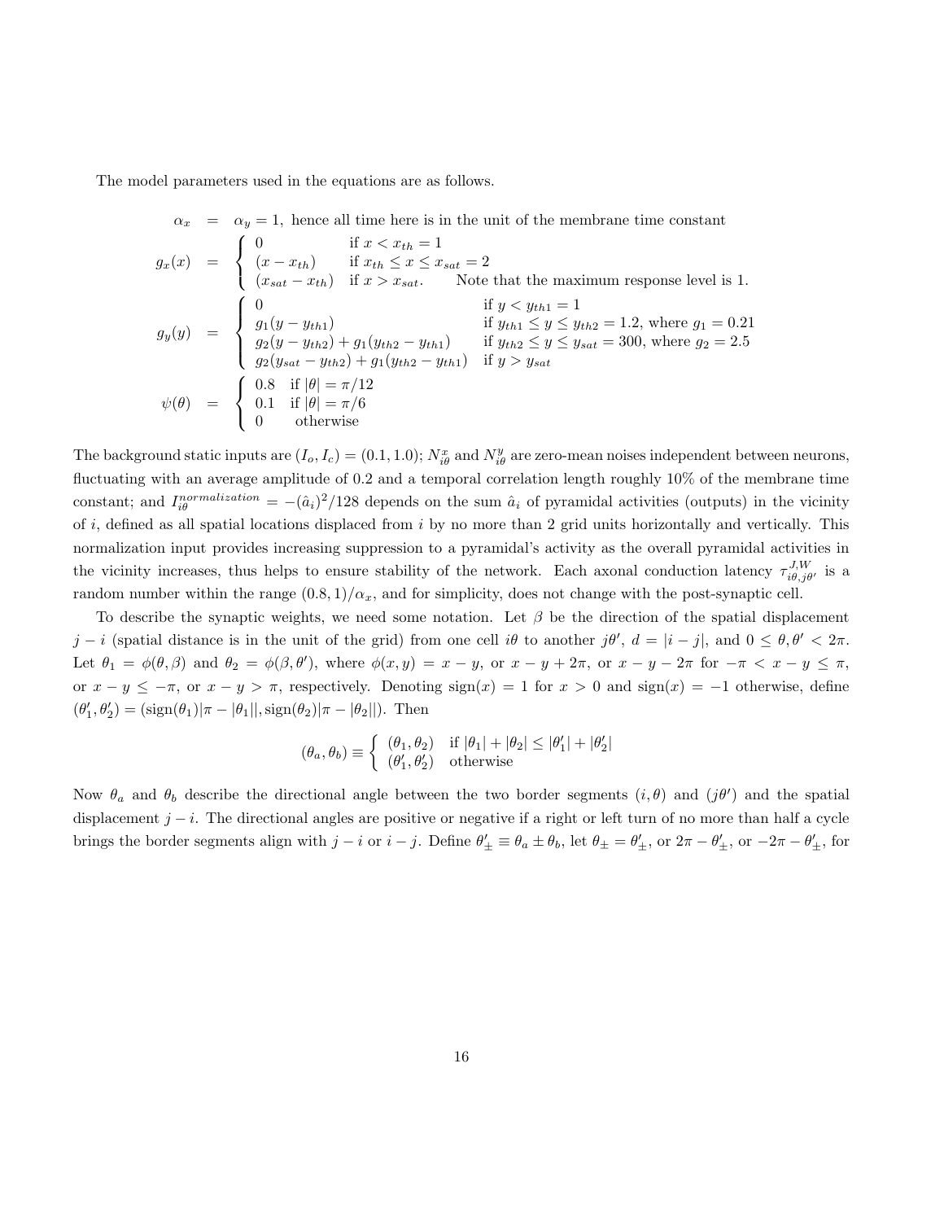The model parameters used in the equations are as follows.

$$
\begin{aligned}
\alpha_x &= \alpha_y = 1, \text{ hence all time here is in the unit of the membrane time constant} \\
g_x(x) &= \begin{cases} 0 & \text{if } x < x_{th} = 1 \\ (x - x_{th}) & \text{if } x_{th} \le x \le x_{sat} = 2 \\ (x_{sat} - x_{th}) & \text{if } x > x_{sat}. \quad \text{Note that the maximum response level is 1.} \end{cases} \\
g_y(y) &= \begin{cases} 0 & \text{if } y < y_{th1} = 1 \\ g_1(y - y_{th1}) & \text{if } y_{th1} \le y \le y_{th2} = 1.2, \text{ where } g_1 = 0.21 \\ g_2(y - y_{th2}) + g_1(y_{th2} - y_{th1}) & \text{if } y_{th2} \le y \le y_{sat} = 300, \text{ where } g_2 = 2.5 \\ g_2(y_{sat} - y_{th2}) + g_1(y_{th2} - y_{th1}) & \text{if } y > y_{sat} \end{cases} \\
\psi(\theta) &= \begin{cases} 0.8 & \text{if } |\theta| = \pi/12 \\ 0.1 & \text{if } |\theta| = \pi/6 \\ 0 & \text{otherwise} \end{cases}
\end{aligned}
$$

The background static inputs are $(I_o, I_c) = (0.1, 1.0)$; $N^x_{i\theta}$ and $N^y_{i\theta}$ are zero-mean noises independent between neurons, fluctuating with an average amplitude of 0.2 and a temporal correlation length roughly 10% of the membrane time constant; and $I^{normalization}_{i\theta} = -(\hat{a}_i)^2/128$ depends on the sum $\hat{a}_i$ of pyramidal activities (outputs) in the vicinity of $i$, defined as all spatial locations displaced from $i$ by no more than 2 grid units horizontally and vertically. This normalization input provides increasing suppression to a pyramidal's activity as the overall pyramidal activities in the vicinity increases, thus helps to ensure stability of the network. Each axonal conduction latency $\tau^{J,W}_{i\theta,j\theta'}$ is a random number within the range $(0.8, 1)/\alpha_x$, and for simplicity, does not change with the post-synaptic cell.

To describe the synaptic weights, we need some notation. Let $\beta$ be the direction of the spatial displacement $j - i$ (spatial distance is in the unit of the grid) from one cell $i\theta$ to another $j\theta'$, $d = |i - j|$, and $0 \le \theta, \theta' < 2\pi$. Let $\theta_1 = \phi(\theta, \beta)$ and $\theta_2 = \phi(\beta, \theta')$, where $\phi(x, y) = x - y$, or $x - y + 2\pi$, or $x - y - 2\pi$ for $-\pi < x - y \le \pi$, or $x - y \le -\pi$, or $x - y > \pi$, respectively. Denoting $\text{sign}(x) = 1$ for $x > 0$ and $\text{sign}(x) = -1$ otherwise, define $(\theta'_1, \theta'_2) = (\text{sign}(\theta_1)|\pi - |\theta_1||, \text{sign}(\theta_2)|\pi - |\theta_2||)$. Then

$$
(\theta_a, \theta_b) \equiv \begin{cases} (\theta_1, \theta_2) & \text{if } |\theta_1| + |\theta_2| \le |\theta'_1| + |\theta'_2| \\ (\theta'_1, \theta'_2) & \text{otherwise} \end{cases}
$$

Now $\theta_a$ and $\theta_b$ describe the directional angle between the two border segments $(i, \theta)$ and $(j\theta')$ and the spatial displacement $j - i$. The directional angles are positive or negative if a right or left turn of no more than half a cycle brings the border segments align with $j - i$ or $i - j$. Define $\theta'_\pm \equiv \theta_a \pm \theta_b$, let $\theta_\pm = \theta'_\pm$, or $2\pi - \theta'_\pm$, or $-2\pi - \theta'_\pm$, for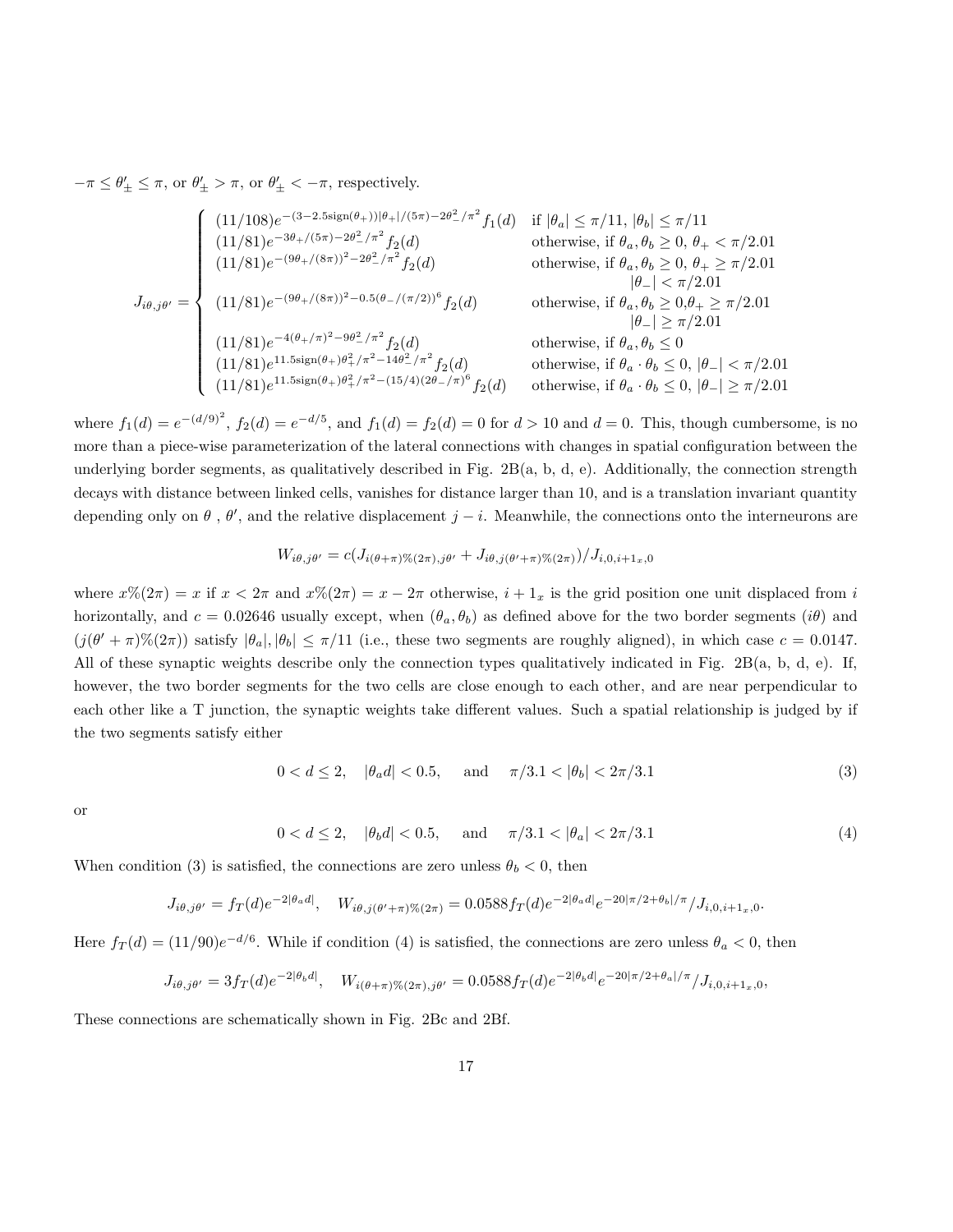$-\pi \leq \theta'_\pm \leq \pi$, or $\theta'_\pm > \pi$, or $\theta'_\pm < -\pi$, respectively.

$$
J_{i\theta,j\theta'} = \begin{cases}
(11/108)e^{-(3-2.5\text{sign}(\theta_+))|\theta_+|/(5\pi)-2\theta_-^2/\pi^2} f_1(d) & \text{if } |\theta_a| \leq \pi/11,\ |\theta_b| \leq \pi/11 \\
(11/81)e^{-3\theta_+/(5\pi)-2\theta_-^2/\pi^2} f_2(d) & \text{otherwise, if } \theta_a, \theta_b \geq 0,\ \theta_+ < \pi/2.01 \\
(11/81)e^{-(9\theta_+/(8\pi))^2-2\theta_-^2/\pi^2} f_2(d) & \text{otherwise, if } \theta_a, \theta_b \geq 0,\ \theta_+ \geq \pi/2.01 \\
 & \qquad |\theta_-| < \pi/2.01 \\
(11/81)e^{-(9\theta_+/(8\pi))^2-0.5(\theta_-/(\pi/2))^6} f_2(d) & \text{otherwise, if } \theta_a, \theta_b \geq 0, \theta_+ \geq \pi/2.01 \\
 & \qquad |\theta_-| \geq \pi/2.01 \\
(11/81)e^{-4(\theta_+/\pi)^2-9\theta_-^2/\pi^2} f_2(d) & \text{otherwise, if } \theta_a, \theta_b \leq 0 \\
(11/81)e^{11.5\text{sign}(\theta_+)\theta_+^2/\pi^2-14\theta_-^2/\pi^2} f_2(d) & \text{otherwise, if } \theta_a \cdot \theta_b \leq 0,\ |\theta_-| < \pi/2.01 \\
(11/81)e^{11.5\text{sign}(\theta_+)\theta_+^2/\pi^2-(15/4)(2\theta_-/\pi)^6} f_2(d) & \text{otherwise, if } \theta_a \cdot \theta_b \leq 0,\ |\theta_-| \geq \pi/2.01
\end{cases}
$$

where $f_1(d) = e^{-(d/9)^2}$, $f_2(d) = e^{-d/5}$, and $f_1(d) = f_2(d) = 0$ for $d > 10$ and $d = 0$. This, though cumbersome, is no more than a piece-wise parameterization of the lateral connections with changes in spatial configuration between the underlying border segments, as qualitatively described in Fig. 2B(a, b, d, e). Additionally, the connection strength decays with distance between linked cells, vanishes for distance larger than 10, and is a translation invariant quantity depending only on $\theta$ , $\theta'$, and the relative displacement $j - i$. Meanwhile, the connections onto the interneurons are

$$
W_{i\theta,j\theta'} = c(J_{i(\theta+\pi)\%(2\pi),j\theta'} + J_{i\theta,j(\theta'+\pi)\%(2\pi)})/J_{i,0,i+1_x,0}
$$

where $x\%(2\pi) = x$ if $x < 2\pi$ and $x\%(2\pi) = x - 2\pi$ otherwise, $i + 1_x$ is the grid position one unit displaced from $i$ horizontally, and $c = 0.02646$ usually except, when $(\theta_a, \theta_b)$ as defined above for the two border segments $(i\theta)$ and $(j(\theta' + \pi)\%(2\pi))$ satisfy $|\theta_a|, |\theta_b| \leq \pi/11$ (i.e., these two segments are roughly aligned), in which case $c = 0.0147$. All of these synaptic weights describe only the connection types qualitatively indicated in Fig. 2B(a, b, d, e). If, however, the two border segments for the two cells are close enough to each other, and are near perpendicular to each other like a T junction, the synaptic weights take different values. Such a spatial relationship is judged by if the two segments satisfy either

$$
0 < d \leq 2, \quad |\theta_a d| < 0.5, \quad \text{and} \quad \pi/3.1 < |\theta_b| < 2\pi/3.1 \tag{3}
$$

or

$$
0 < d \leq 2, \quad |\theta_b d| < 0.5, \quad \text{and} \quad \pi/3.1 < |\theta_a| < 2\pi/3.1 \tag{4}
$$

When condition (3) is satisfied, the connections are zero unless $\theta_b < 0$, then

$$
J_{i\theta,j\theta'} = f_T(d)e^{-2|\theta_a d|}, \quad W_{i\theta,j(\theta'+\pi)\%(2\pi)} = 0.0588 f_T(d)e^{-2|\theta_a d|}e^{-20|\pi/2+\theta_b|/\pi}/J_{i,0,i+1_x,0}.
$$

Here $f_T(d) = (11/90)e^{-d/6}$. While if condition (4) is satisfied, the connections are zero unless $\theta_a < 0$, then

$$
J_{i\theta,j\theta'} = 3f_T(d)e^{-2|\theta_b d|}, \quad W_{i(\theta+\pi)\%(2\pi),j\theta'} = 0.0588 f_T(d)e^{-2|\theta_b d|}e^{-20|\pi/2+\theta_a|/\pi}/J_{i,0,i+1_x,0},
$$

These connections are schematically shown in Fig. 2Bc and 2Bf.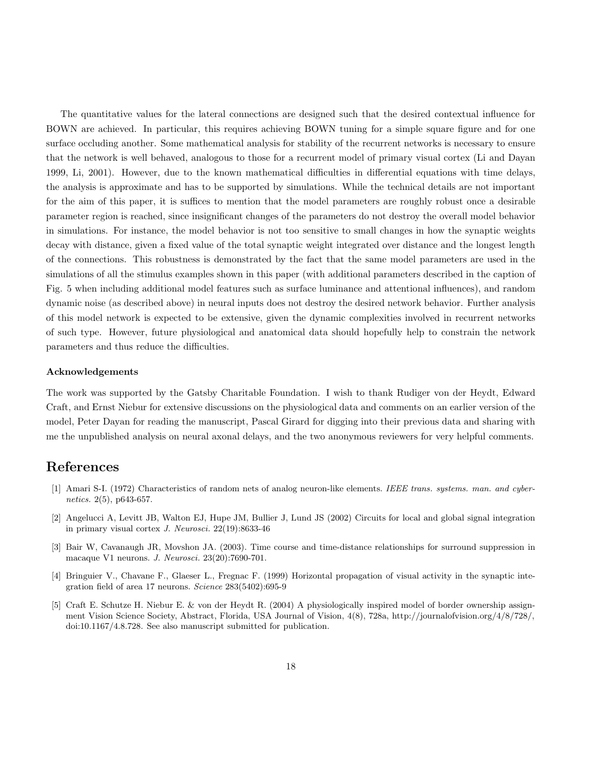The quantitative values for the lateral connections are designed such that the desired contextual influence for BOWN are achieved. In particular, this requires achieving BOWN tuning for a simple square figure and for one surface occluding another. Some mathematical analysis for stability of the recurrent networks is necessary to ensure that the network is well behaved, analogous to those for a recurrent model of primary visual cortex (Li and Dayan 1999, Li, 2001). However, due to the known mathematical difficulties in differential equations with time delays, the analysis is approximate and has to be supported by simulations. While the technical details are not important for the aim of this paper, it is suffices to mention that the model parameters are roughly robust once a desirable parameter region is reached, since insignificant changes of the parameters do not destroy the overall model behavior in simulations. For instance, the model behavior is not too sensitive to small changes in how the synaptic weights decay with distance, given a fixed value of the total synaptic weight integrated over distance and the longest length of the connections. This robustness is demonstrated by the fact that the same model parameters are used in the simulations of all the stimulus examples shown in this paper (with additional parameters described in the caption of Fig. 5 when including additional model features such as surface luminance and attentional influences), and random dynamic noise (as described above) in neural inputs does not destroy the desired network behavior. Further analysis of this model network is expected to be extensive, given the dynamic complexities involved in recurrent networks of such type. However, future physiological and anatomical data should hopefully help to constrain the network parameters and thus reduce the difficulties.

### Acknowledgements

The work was supported by the Gatsby Charitable Foundation. I wish to thank Rudiger von der Heydt, Edward Craft, and Ernst Niebur for extensive discussions on the physiological data and comments on an earlier version of the model, Peter Dayan for reading the manuscript, Pascal Girard for digging into their previous data and sharing with me the unpublished analysis on neural axonal delays, and the two anonymous reviewers for very helpful comments.

## References

[1] Amari S-I. (1972) Characteristics of random nets of analog neuron-like elements. *IEEE trans. systems. man. and cybernetics.* 2(5), p643-657.

[2] Angelucci A, Levitt JB, Walton EJ, Hupe JM, Bullier J, Lund JS (2002) Circuits for local and global signal integration in primary visual cortex *J. Neurosci.* 22(19):8633-46

[3] Bair W, Cavanaugh JR, Movshon JA. (2003). Time course and time-distance relationships for surround suppression in macaque V1 neurons. *J. Neurosci.* 23(20):7690-701.

[4] Bringuier V., Chavane F., Glaeser L., Fregnac F. (1999) Horizontal propagation of visual activity in the synaptic integration field of area 17 neurons. *Science* 283(5402):695-9

[5] Craft E. Schutze H. Niebur E. & von der Heydt R. (2004) A physiologically inspired model of border ownership assignment Vision Science Society, Abstract, Florida, USA Journal of Vision, 4(8), 728a, http://journalofvision.org/4/8/728/, doi:10.1167/4.8.728. See also manuscript submitted for publication.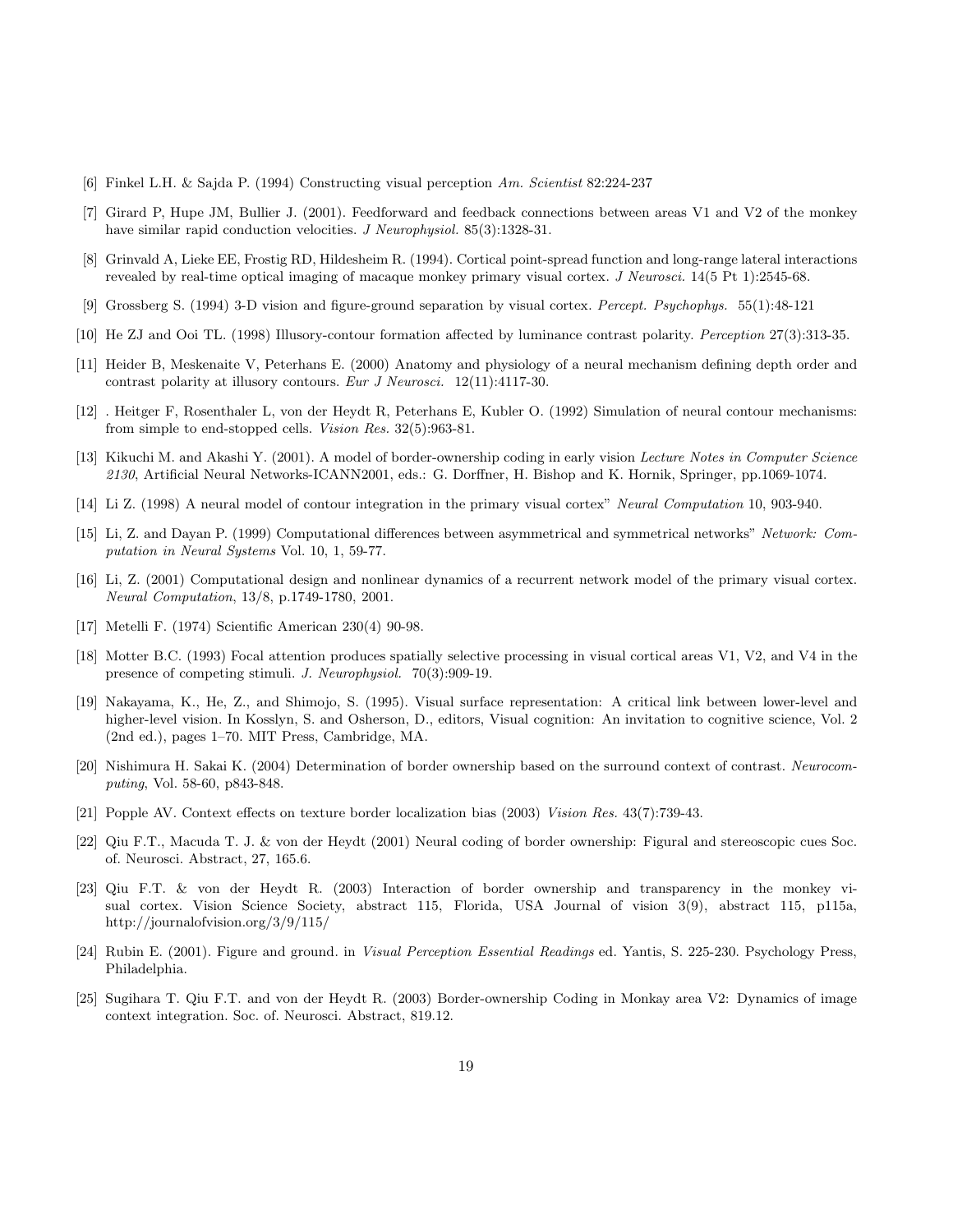[6] Finkel L.H. & Sajda P. (1994) Constructing visual perception *Am. Scientist* 82:224-237

[7] Girard P, Hupe JM, Bullier J. (2001). Feedforward and feedback connections between areas V1 and V2 of the monkey have similar rapid conduction velocities. *J Neurophysiol.* 85(3):1328-31.

[8] Grinvald A, Lieke EE, Frostig RD, Hildesheim R. (1994). Cortical point-spread function and long-range lateral interactions revealed by real-time optical imaging of macaque monkey primary visual cortex. *J Neurosci.* 14(5 Pt 1):2545-68.

[9] Grossberg S. (1994) 3-D vision and figure-ground separation by visual cortex. *Percept. Psychophys.* 55(1):48-121

[10] He ZJ and Ooi TL. (1998) Illusory-contour formation affected by luminance contrast polarity. *Perception* 27(3):313-35.

[11] Heider B, Meskenaite V, Peterhans E. (2000) Anatomy and physiology of a neural mechanism defining depth order and contrast polarity at illusory contours. *Eur J Neurosci.* 12(11):4117-30.

[12] . Heitger F, Rosenthaler L, von der Heydt R, Peterhans E, Kubler O. (1992) Simulation of neural contour mechanisms: from simple to end-stopped cells. *Vision Res.* 32(5):963-81.

[13] Kikuchi M. and Akashi Y. (2001). A model of border-ownership coding in early vision *Lecture Notes in Computer Science 2130*, Artificial Neural Networks-ICANN2001, eds.: G. Dorffner, H. Bishop and K. Hornik, Springer, pp.1069-1074.

[14] Li Z. (1998) A neural model of contour integration in the primary visual cortex" *Neural Computation* 10, 903-940.

[15] Li, Z. and Dayan P. (1999) Computational differences between asymmetrical and symmetrical networks" *Network: Computation in Neural Systems* Vol. 10, 1, 59-77.

[16] Li, Z. (2001) Computational design and nonlinear dynamics of a recurrent network model of the primary visual cortex. *Neural Computation*, 13/8, p.1749-1780, 2001.

[17] Metelli F. (1974) Scientific American 230(4) 90-98.

[18] Motter B.C. (1993) Focal attention produces spatially selective processing in visual cortical areas V1, V2, and V4 in the presence of competing stimuli. *J. Neurophysiol.* 70(3):909-19.

[19] Nakayama, K., He, Z., and Shimojo, S. (1995). Visual surface representation: A critical link between lower-level and higher-level vision. In Kosslyn, S. and Osherson, D., editors, Visual cognition: An invitation to cognitive science, Vol. 2 (2nd ed.), pages 1–70. MIT Press, Cambridge, MA.

[20] Nishimura H. Sakai K. (2004) Determination of border ownership based on the surround context of contrast. *Neurocomputing*, Vol. 58-60, p843-848.

[21] Popple AV. Context effects on texture border localization bias (2003) *Vision Res.* 43(7):739-43.

[22] Qiu F.T., Macuda T. J. & von der Heydt (2001) Neural coding of border ownership: Figural and stereoscopic cues Soc. of. Neurosci. Abstract, 27, 165.6.

[23] Qiu F.T. & von der Heydt R. (2003) Interaction of border ownership and transparency in the monkey visual cortex. Vision Science Society, abstract 115, Florida, USA Journal of vision 3(9), abstract 115, p115a, http://journalofvision.org/3/9/115/

[24] Rubin E. (2001). Figure and ground. in *Visual Perception Essential Readings* ed. Yantis, S. 225-230. Psychology Press, Philadelphia.

[25] Sugihara T. Qiu F.T. and von der Heydt R. (2003) Border-ownership Coding in Monkay area V2: Dynamics of image context integration. Soc. of. Neurosci. Abstract, 819.12.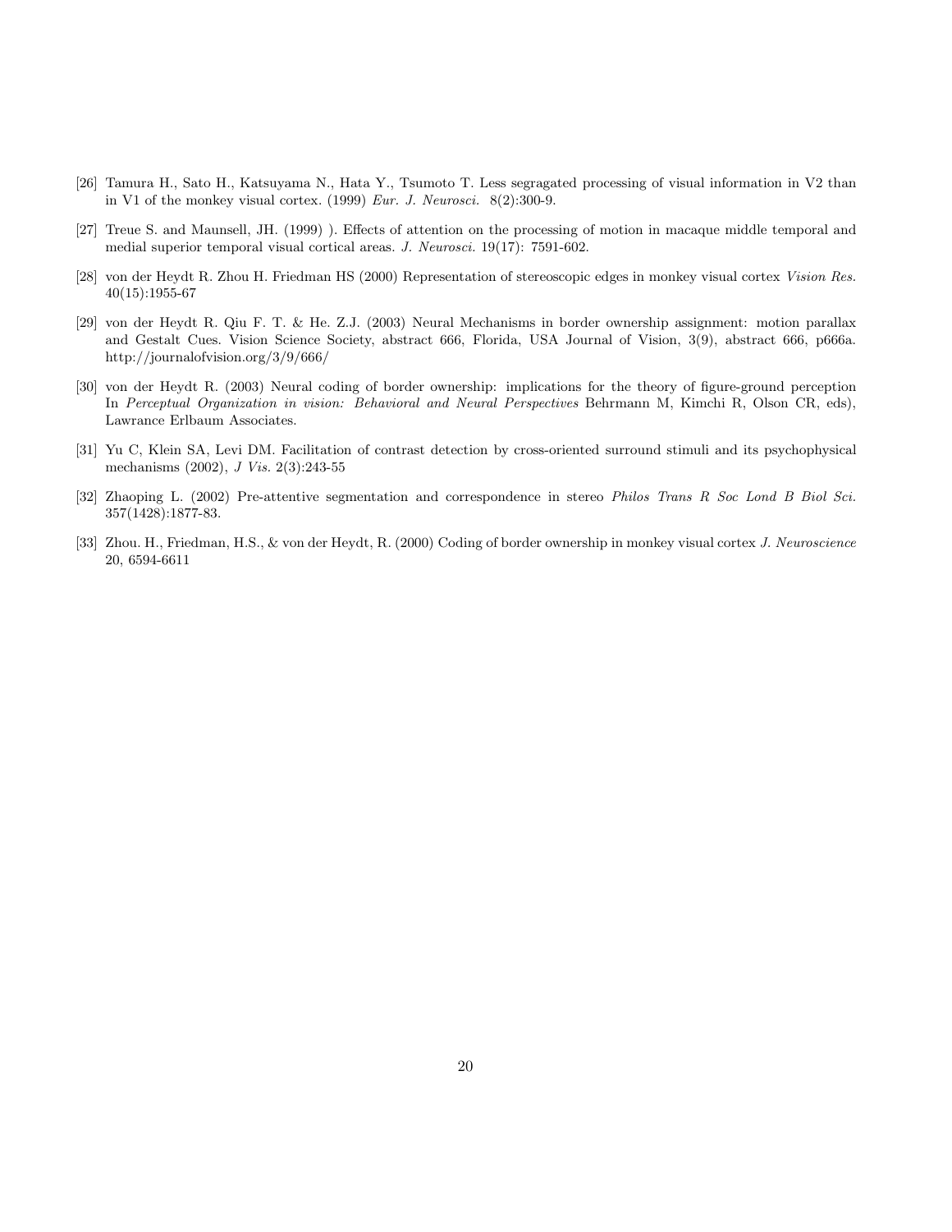[26] Tamura H., Sato H., Katsuyama N., Hata Y., Tsumoto T. Less segragated processing of visual information in V2 than in V1 of the monkey visual cortex. (1999) *Eur. J. Neurosci.* 8(2):300-9.

[27] Treue S. and Maunsell, JH. (1999) ). Effects of attention on the processing of motion in macaque middle temporal and medial superior temporal visual cortical areas. *J. Neurosci.* 19(17): 7591-602.

[28] von der Heydt R. Zhou H. Friedman HS (2000) Representation of stereoscopic edges in monkey visual cortex *Vision Res.* 40(15):1955-67

[29] von der Heydt R. Qiu F. T. & He. Z.J. (2003) Neural Mechanisms in border ownership assignment: motion parallax and Gestalt Cues. Vision Science Society, abstract 666, Florida, USA Journal of Vision, 3(9), abstract 666, p666a. http://journalofvision.org/3/9/666/

[30] von der Heydt R. (2003) Neural coding of border ownership: implications for the theory of figure-ground perception In *Perceptual Organization in vision: Behavioral and Neural Perspectives* Behrmann M, Kimchi R, Olson CR, eds), Lawrance Erlbaum Associates.

[31] Yu C, Klein SA, Levi DM. Facilitation of contrast detection by cross-oriented surround stimuli and its psychophysical mechanisms (2002), *J Vis.* 2(3):243-55

[32] Zhaoping L. (2002) Pre-attentive segmentation and correspondence in stereo *Philos Trans R Soc Lond B Biol Sci.* 357(1428):1877-83.

[33] Zhou. H., Friedman, H.S., & von der Heydt, R. (2000) Coding of border ownership in monkey visual cortex *J. Neuroscience* 20, 6594-6611